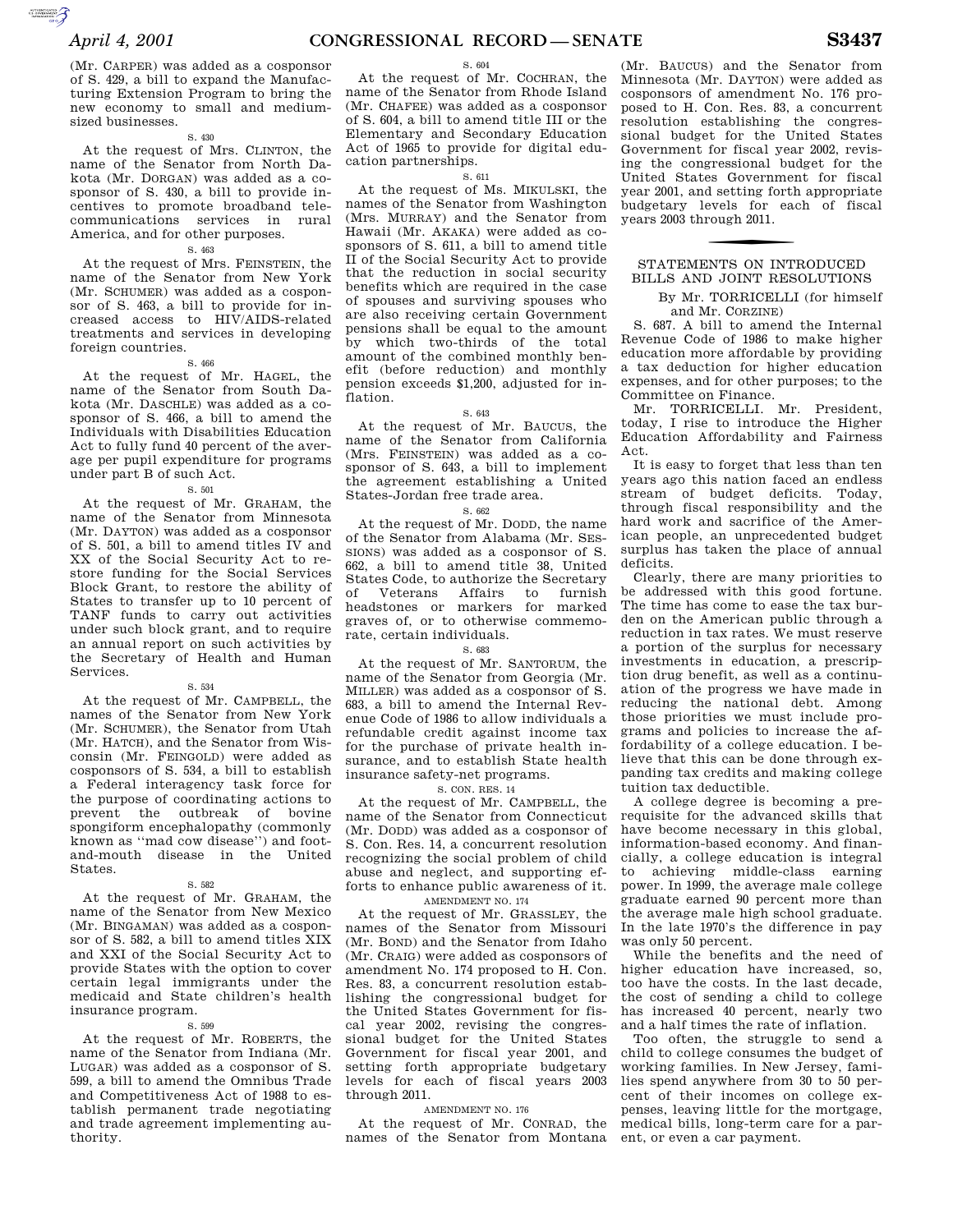(Mr. CARPER) was added as a cosponsor of S. 429, a bill to expand the Manufacturing Extension Program to bring the new economy to small and medium-sized businesses.

S. 430

At the request of Mrs. CLINTON, the name of the Senator from North Dakota (Mr. DORGAN) was added as a cosponsor of S. 430, a bill to provide incentives to promote broadband telecommunications services in rural America, and for other purposes.

S. 463

At the request of Mrs. FEINSTEIN, the name of the Senator from New York (Mr. SCHUMER) was added as a cosponsor of S. 463, a bill to provide for increased access to HIV/AIDS-related treatments and services in developing foreign countries.

S. 466

At the request of Mr. HAGEL, the name of the Senator from South Dakota (Mr. DASCHLE) was added as a cosponsor of S. 466, a bill to amend the Individuals with Disabilities Education Act to fully fund 40 percent of the average per pupil expenditure for programs under part B of such Act.

S. 501

At the request of Mr. GRAHAM, the name of the Senator from Minnesota (Mr. DAYTON) was added as a cosponsor of S. 501, a bill to amend titles IV and XX of the Social Security Act to restore funding for the Social Services Block Grant, to restore the ability of States to transfer up to 10 percent of TANF funds to carry out activities under such block grant, and to require an annual report on such activities by the Secretary of Health and Human Services.

S. 534

At the request of Mr. CAMPBELL, the names of the Senator from New York (Mr. SCHUMER), the Senator from Utah (Mr. HATCH), and the Senator from Wisconsin (Mr. FEINGOLD) were added as cosponsors of S. 534, a bill to establish a Federal interagency task force for the purpose of coordinating actions to prevent the outbreak of bovine spongiform encephalopathy (commonly known as ''mad cow disease'') and foot-and-mouth disease in the United States.

S. 582

At the request of Mr. GRAHAM, the name of the Senator from New Mexico (Mr. BINGAMAN) was added as a cosponsor of S. 582, a bill to amend titles XIX and XXI of the Social Security Act to provide States with the option to cover certain legal immigrants under the medicaid and State children's health insurance program.

S. 599

At the request of Mr. ROBERTS, the name of the Senator from Indiana (Mr. LUGAR) was added as a cosponsor of S. 599, a bill to amend the Omnibus Trade and Competitiveness Act of 1988 to establish permanent trade negotiating and trade agreement implementing authority.

S. 604

At the request of Mr. COCHRAN, the name of the Senator from Rhode Island (Mr. CHAFEE) was added as a cosponsor of S. 604, a bill to amend title III or the Elementary and Secondary Education Act of 1965 to provide for digital education partnerships.

S. 611

At the request of Ms. MIKULSKI, the names of the Senator from Washington (Mrs. MURRAY) and the Senator from Hawaii (Mr. AKAKA) were added as cosponsors of S. 611, a bill to amend title II of the Social Security Act to provide that the reduction in social security benefits which are required in the case of spouses and surviving spouses who are also receiving certain Government pensions shall be equal to the amount by which two-thirds of the total amount of the combined monthly benefit (before reduction) and monthly pension exceeds $1,200, adjusted for inflation.

S. 643

At the request of Mr. BAUCUS, the name of the Senator from California (Mrs. FEINSTEIN) was added as a cosponsor of S. 643, a bill to implement the agreement establishing a United States-Jordan free trade area.

S. 662

At the request of Mr. DODD, the name of the Senator from Alabama (Mr. SESSIONS) was added as a cosponsor of S. 662, a bill to amend title 38, United States Code, to authorize the Secretary of Veterans Affairs to furnish headstones or markers for marked graves of, or to otherwise commemorate, certain individuals.

S. 683

At the request of Mr. SANTORUM, the name of the Senator from Georgia (Mr. MILLER) was added as a cosponsor of S. 683, a bill to amend the Internal Revenue Code of 1986 to allow individuals a refundable credit against income tax for the purchase of private health insurance, and to establish State health insurance safety-net programs.

S. CON. RES. 14

At the request of Mr. CAMPBELL, the name of the Senator from Connecticut (Mr. DODD) was added as a cosponsor of S. Con. Res. 14, a concurrent resolution recognizing the social problem of child abuse and neglect, and supporting efforts to enhance public awareness of it.

AMENDMENT NO. 174

At the request of Mr. GRASSLEY, the names of the Senator from Missouri (Mr. BOND) and the Senator from Idaho (Mr. CRAIG) were added as cosponsors of amendment No. 174 proposed to H. Con. Res. 83, a concurrent resolution establishing the congressional budget for the United States Government for fiscal year 2002, revising the congressional budget for the United States Government for fiscal year 2001, and setting forth appropriate budgetary levels for each of fiscal years 2003 through 2011.

AMENDMENT NO. 176

At the request of Mr. CONRAD, the names of the Senator from Montana (Mr. BAUCUS) and the Senator from Minnesota (Mr. DAYTON) were added as cosponsors of amendment No. 176 proposed to H. Con. Res. 83, a concurrent resolution establishing the congressional budget for the United States Government for fiscal year 2002, revising the congressional budget for the United States Government for fiscal year 2001, and setting forth appropriate budgetary levels for each of fiscal years 2003 through 2011.

## STATEMENTS ON INTRODUCED BILLS AND JOINT RESOLUTIONS

By Mr. TORRICELLI (for himself and Mr. CORZINE)

S. 687. A bill to amend the Internal Revenue Code of 1986 to make higher education more affordable by providing a tax deduction for higher education expenses, and for other purposes; to the Committee on Finance.

Mr. TORRICELLI. Mr. President, today, I rise to introduce the Higher Education Affordability and Fairness Act.

It is easy to forget that less than ten years ago this nation faced an endless stream of budget deficits. Today, through fiscal responsibility and the hard work and sacrifice of the American people, an unprecedented budget surplus has taken the place of annual deficits.

Clearly, there are many priorities to be addressed with this good fortune. The time has come to ease the tax burden on the American public through a reduction in tax rates. We must reserve a portion of the surplus for necessary investments in education, a prescription drug benefit, as well as a continuation of the progress we have made in reducing the national debt. Among those priorities we must include programs and policies to increase the affordability of a college education. I believe that this can be done through expanding tax credits and making college tuition tax deductible.

A college degree is becoming a prerequisite for the advanced skills that have become necessary in this global, information-based economy. And financially, a college education is integral to achieving middle-class earning power. In 1999, the average male college graduate earned 90 percent more than the average male high school graduate. In the late 1970's the difference in pay was only 50 percent.

While the benefits and the need of higher education have increased, so, too have the costs. In the last decade, the cost of sending a child to college has increased 40 percent, nearly two and a half times the rate of inflation.

Too often, the struggle to send a child to college consumes the budget of working families. In New Jersey, families spend anywhere from 30 to 50 percent of their incomes on college expenses, leaving little for the mortgage, medical bills, long-term care for a parent, or even a car payment.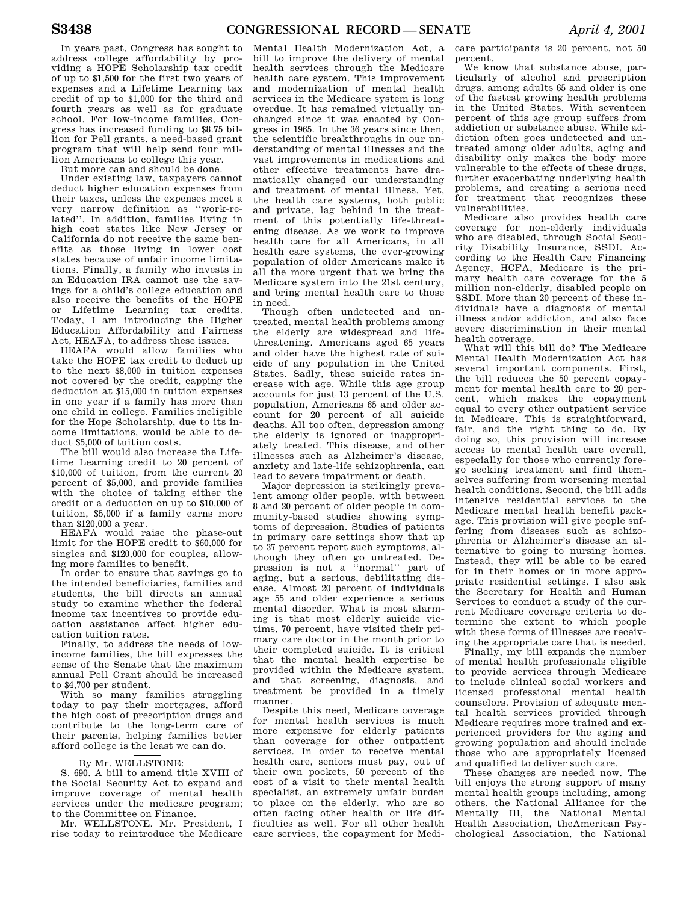In years past, Congress has sought to address college affordability by providing a HOPE Scholarship tax credit of up to $1,500 for the first two years of expenses and a Lifetime Learning tax credit of up to $1,000 for the third and fourth years as well as for graduate school. For low-income families, Congress has increased funding to $8.75 billion for Pell grants, a need-based grant program that will help send four million Americans to college this year.

But more can and should be done.

Under existing law, taxpayers cannot deduct higher education expenses from their taxes, unless the expenses meet a very narrow definition as ''work-related''. In addition, families living in high cost states like New Jersey or California do not receive the same benefits as those living in lower cost states because of unfair income limitations. Finally, a family who invests in an Education IRA cannot use the savings for a child's college education and also receive the benefits of the HOPE or Lifetime Learning tax credits. Today, I am introducing the Higher Education Affordability and Fairness Act, HEAFA, to address these issues.

HEAFA would allow families who take the HOPE tax credit to deduct up to the next $8,000 in tuition expenses not covered by the credit, capping the deduction at $15,000 in tuition expenses in one year if a family has more than one child in college. Families ineligible for the Hope Scholarship, due to its income limitations, would be able to deduct $5,000 of tuition costs.

The bill would also increase the Lifetime Learning credit to 20 percent of $10,000 of tuition, from the current 20 percent of $5,000, and provide families with the choice of taking either the credit or a deduction on up to $10,000 of tuition, $5,000 if a family earns more than $120,000 a year.

HEAFA would raise the phase-out limit for the HOPE credit to $60,000 for singles and $120,000 for couples, allowing more families to benefit.

In order to ensure that savings go to the intended beneficiaries, families and students, the bill directs an annual study to examine whether the federal income tax incentives to provide education assistance affect higher education tuition rates.

Finally, to address the needs of low-income families, the bill expresses the sense of the Senate that the maximum annual Pell Grant should be increased to $4,700 per student.

With so many families struggling today to pay their mortgages, afford the high cost of prescription drugs and contribute to the long-term care of their parents, helping families better afford college is the least we can do.

By Mr. WELLSTONE:

S. 690. A bill to amend title XVIII of the Social Security Act to expand and improve coverage of mental health services under the medicare program; to the Committee on Finance.

Mr. WELLSTONE. Mr. President, I rise today to reintroduce the Medicare Mental Health Modernization Act, a bill to improve the delivery of mental health services through the Medicare health care system. This improvement and modernization of mental health services in the Medicare system is long overdue. It has remained virtually unchanged since it was enacted by Congress in 1965. In the 36 years since then, the scientific breakthroughs in our understanding of mental illnesses and the vast improvements in medications and other effective treatments have dramatically changed our understanding and treatment of mental illness. Yet, the health care systems, both public and private, lag behind in the treatment of this potentially life-threatening disease. As we work to improve health care for all Americans, in all health care systems, the ever-growing population of older Americans make it all the more urgent that we bring the Medicare system into the 21st century, and bring mental health care to those in need.

Though often undetected and untreated, mental health problems among the elderly are widespread and life-threatening. Americans aged 65 years and older have the highest rate of suicide of any population in the United States. Sadly, these suicide rates increase with age. While this age group accounts for just 13 percent of the U.S. population, Americans 65 and older account for 20 percent of all suicide deaths. All too often, depression among the elderly is ignored or inappropriately treated. This disease, and other illnesses such as Alzheimer's disease, anxiety and late-life schizophrenia, can lead to severe impairment or death.

Major depression is strikingly prevalent among older people, with between 8 and 20 percent of older people in community-based studies showing symptoms of depression. Studies of patients in primary care settings show that up to 37 percent report such symptoms, although they often go untreated. Depression is not a ''normal'' part of aging, but a serious, debilitating disease. Almost 20 percent of individuals age 55 and older experience a serious mental disorder. What is most alarming is that most elderly suicide victims, 70 percent, have visited their primary care doctor in the month prior to their completed suicide. It is critical that the mental health expertise be provided within the Medicare system, and that screening, diagnosis, and treatment be provided in a timely manner.

Despite this need, Medicare coverage for mental health services is much more expensive for elderly patients than coverage for other outpatient services. In order to receive mental health care, seniors must pay, out of their own pockets, 50 percent of the cost of a visit to their mental health specialist, an extremely unfair burden to place on the elderly, who are so often facing other health or life difficulties as well. For all other health care services, the copayment for Medicare participants is 20 percent, not 50 percent.

We know that substance abuse, particularly of alcohol and prescription drugs, among adults 65 and older is one of the fastest growing health problems in the United States. With seventeen percent of this age group suffers from addiction or substance abuse. While addiction often goes undetected and untreated among older adults, aging and disability only makes the body more vulnerable to the effects of these drugs, further exacerbating underlying health problems, and creating a serious need for treatment that recognizes these vulnerabilities.

Medicare also provides health care coverage for non-elderly individuals who are disabled, through Social Security Disability Insurance, SSDI. According to the Health Care Financing Agency, HCFA, Medicare is the primary health care coverage for the 5 million non-elderly, disabled people on SSDI. More than 20 percent of these individuals have a diagnosis of mental illness and/or addiction, and also face severe discrimination in their mental health coverage.

What will this bill do? The Medicare Mental Health Modernization Act has several important components. First, the bill reduces the 50 percent copayment for mental health care to 20 percent, which makes the copayment equal to every other outpatient service in Medicare. This is straightforward, fair, and the right thing to do. By doing so, this provision will increase access to mental health care overall, especially for those who currently forego seeking treatment and find themselves suffering from worsening mental health conditions. Second, the bill adds intensive residential services to the Medicare mental health benefit package. This provision will give people suffering from diseases such as schizophrenia or Alzheimer's disease an alternative to going to nursing homes. Instead, they will be able to be cared for in their homes or in more appropriate residential settings. I also ask the Secretary for Health and Human Services to conduct a study of the current Medicare coverage criteria to determine the extent to which people with these forms of illnesses are receiving the appropriate care that is needed.

Finally, my bill expands the number of mental health professionals eligible to provide services through Medicare to include clinical social workers and licensed professional mental health counselors. Provision of adequate mental health services provided through Medicare requires more trained and experienced providers for the aging and growing population and should include those who are appropriately licensed and qualified to deliver such care.

These changes are needed now. The bill enjoys the strong support of many mental health groups including, among others, the National Alliance for the Mentally Ill, the National Mental Health Association, theAmerican Psychological Association, the National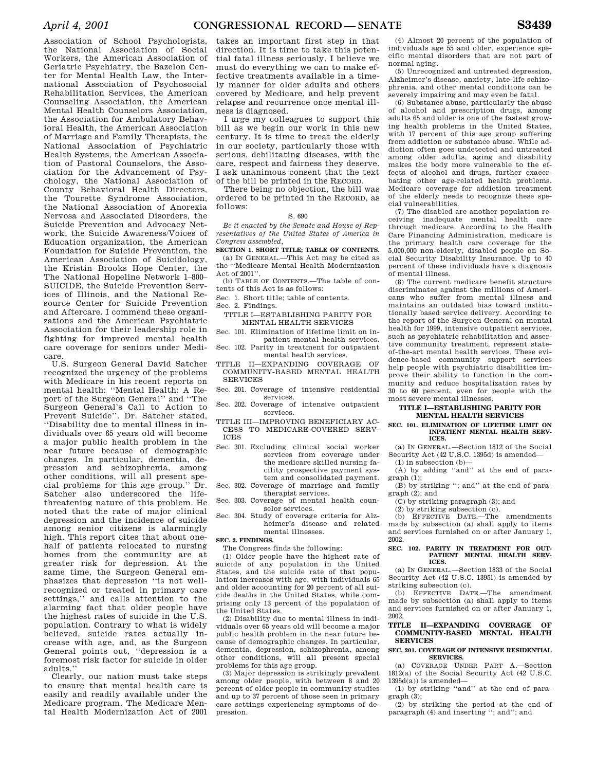Association of School Psychologists, the National Association of Social Workers, the American Association of Geriatric Psychiatry, the Bazelon Center for Mental Health Law, the International Association of Psychosocial Rehabilitation Services, the American Counseling Association, the American Mental Health Counselors Association, the Association for Ambulatory Behavioral Health, the American Association of Marriage and Family Therapists, the National Association of Psychiatric Health Systems, the American Association of Pastoral Counselors, the Association for the Advancement of Psychology, the National Association of County Behavioral Health Directors, the Tourette Syndrome Association, the National Association of Anorexia Nervosa and Associated Disorders, the Suicide Prevention and Advocacy Network, the Suicide Awareness/Voices of Education organization, the American Foundation for Suicide Prevention, the American Association of Suicidology, the Kristin Brooks Hope Center, the The National Hopeline Network 1–800–SUICIDE, the Suicide Prevention Services of Illinois, and the National Resource Center for Suicide Prevention and Aftercare. I commend these organizations and the American Psychiatric Association for their leadership role in fighting for improved mental health care coverage for seniors under Medicare.

U.S. Surgeon General David Satcher recognized the urgency of the problems with Medicare in his recent reports on mental health: ''Mental Health: A Report of the Surgeon General'' and ''The Surgeon General's Call to Action to Prevent Suicide''. Dr. Satcher stated, ''Disability due to mental illness in individuals over 65 years old will become a major public health problem in the near future because of demographic changes. In particular, dementia, depression and schizophrenia, among other conditions, will all present special problems for this age group.'' Dr. Satcher also underscored the life-threatening nature of this problem. He noted that the rate of major clinical depression and the incidence of suicide among senior citizens is alarmingly high. This report cites that about one-half of patients relocated to nursing homes from the community are at greater risk for depression. At the same time, the Surgeon General emphasizes that depression ''is not well-recognized or treated in primary care settings,'' and calls attention to the alarming fact that older people have the highest rates of suicide in the U.S. population. Contrary to what is widely believed, suicide rates actually increase with age, and, as the Surgeon General points out, ''depression is a foremost risk factor for suicide in older adults.''

Clearly, our nation must take steps to ensure that mental health care is easily and readily available under the Medicare program. The Medicare Mental Health Modernization Act of 2001 takes an important first step in that direction. It is time to take this potential fatal illness seriously. I believe we must do everything we can to make effective treatments available in a timely manner for older adults and others covered by Medicare, and help prevent relapse and recurrence once mental illness is diagnosed.

I urge my colleagues to support this bill as we begin our work in this new century. It is time to treat the elderly in our society, particularly those with serious, debilitating diseases, with the care, respect and fairness they deserve. I ask unanimous consent that the text of the bill be printed in the RECORD.

There being no objection, the bill was ordered to be printed in the RECORD, as follows:

S. 690

*Be it enacted by the Senate and House of Representatives of the United States of America in Congress assembled,*

**SECTION 1. SHORT TITLE; TABLE OF CONTENTS.**

(a) IN GENERAL.—This Act may be cited as the ''Medicare Mental Health Modernization Act of 2001''.

(b) TABLE OF CONTENTS.—The table of contents of this Act is as follows:

Sec. 1. Short title; table of contents.
Sec. 2. Findings.

TITLE I—ESTABLISHING PARITY FOR MENTAL HEALTH SERVICES

Sec. 101. Elimination of lifetime limit on inpatient mental health services.
Sec. 102. Parity in treatment for outpatient mental health services.

TITLE II—EXPANDING COVERAGE OF COMMUNITY-BASED MENTAL HEALTH SERVICES

Sec. 201. Coverage of intensive residential services.
Sec. 202. Coverage of intensive outpatient services.

TITLE III—IMPROVING BENEFICIARY ACCESS TO MEDICARE-COVERED SERVICES

Sec. 301. Excluding clinical social worker services from coverage under the medicare skilled nursing facility prospective payment system and consolidated payment.
Sec. 302. Coverage of marriage and family therapist services.
Sec. 303. Coverage of mental health counselor services.
Sec. 304. Study of coverage criteria for Alzheimer's disease and related mental illnesses.

**SEC. 2. FINDINGS.**

The Congress finds the following:

(1) Older people have the highest rate of suicide of any population in the United States, and the suicide rate of that population increases with age, with individuals 65 and older accounting for 20 percent of all suicide deaths in the United States, while comprising only 13 percent of the population of the United States.

(2) Disability due to mental illness in individuals over 65 years old will become a major public health problem in the near future because of demographic changes. In particular, dementia, depression, schizophrenia, among other conditions, will all present special problems for this age group.

(3) Major depression is strikingly prevalent among older people, with between 8 and 20 percent of older people in community studies and up to 37 percent of those seen in primary care settings experiencing symptoms of depression.

(4) Almost 20 percent of the population of individuals age 55 and older, experience specific mental disorders that are not part of normal aging.

(5) Unrecognized and untreated depression, Alzheimer's disease, anxiety, late-life schizophrenia, and other mental conditions can be severely impairing and may even be fatal.

(6) Substance abuse, particularly the abuse of alcohol and prescription drugs, among adults 65 and older is one of the fastest growing health problems in the United States, with 17 percent of this age group suffering from addiction or substance abuse. While addiction often goes undetected and untreated among older adults, aging and disability makes the body more vulnerable to the effects of alcohol and drugs, further exacerbating other age-related health problems. Medicare coverage for addiction treatment of the elderly needs to recognize these special vulnerabilities.

(7) The disabled are another population receiving inadequate mental health care through medicare. According to the Health Care Financing Administration, medicare is the primary health care coverage for the 5,000,000 non-elderly, disabled people on Social Security Disability Insurance. Up to 40 percent of these individuals have a diagnosis of mental illness.

(8) The current medicare benefit structure discriminates against the millions of Americans who suffer from mental illness and maintains an outdated bias toward institutionally based service delivery. According to the report of the Surgeon General on mental health for 1999, intensive outpatient services, such as psychiatric rehabilitation and assertive community treatment, represent state-of-the-art mental health services. These evidence-based community support services help people with psychiatric disabilities improve their ability to function in the community and reduce hospitalization rates by 30 to 60 percent, even for people with the most severe mental illnesses.

**TITLE I—ESTABLISHING PARITY FOR MENTAL HEALTH SERVICES**

**SEC. 101. ELIMINATION OF LIFETIME LIMIT ON INPATIENT MENTAL HEALTH SERVICES.**

(a) IN GENERAL.—Section 1812 of the Social Security Act (42 U.S.C. 1395d) is amended—

(1) in subsection (b)—

(A) by adding ''and'' at the end of paragraph (1);

(B) by striking ''; and'' at the end of paragraph (2); and

(C) by striking paragraph (3); and

(2) by striking subsection (c).

(b) EFFECTIVE DATE.—The amendments made by subsection (a) shall apply to items and services furnished on or after January 1, 2002.

**SEC. 102. PARITY IN TREATMENT FOR OUTPATIENT MENTAL HEALTH SERVICES.**

(a) IN GENERAL.—Section 1833 of the Social Security Act (42 U.S.C. 1395l) is amended by striking subsection (c).

(b) EFFECTIVE DATE.—The amendment made by subsection (a) shall apply to items and services furnished on or after January 1, 2002.

**TITLE II—EXPANDING COVERAGE OF COMMUNITY-BASED MENTAL HEALTH SERVICES**

**SEC. 201. COVERAGE OF INTENSIVE RESIDENTIAL SERVICES.**

(a) COVERAGE UNDER PART A.—Section 1812(a) of the Social Security Act (42 U.S.C. 1395d(a)) is amended—

(1) by striking ''and'' at the end of paragraph (3);

(2) by striking the period at the end of paragraph (4) and inserting ''; and''; and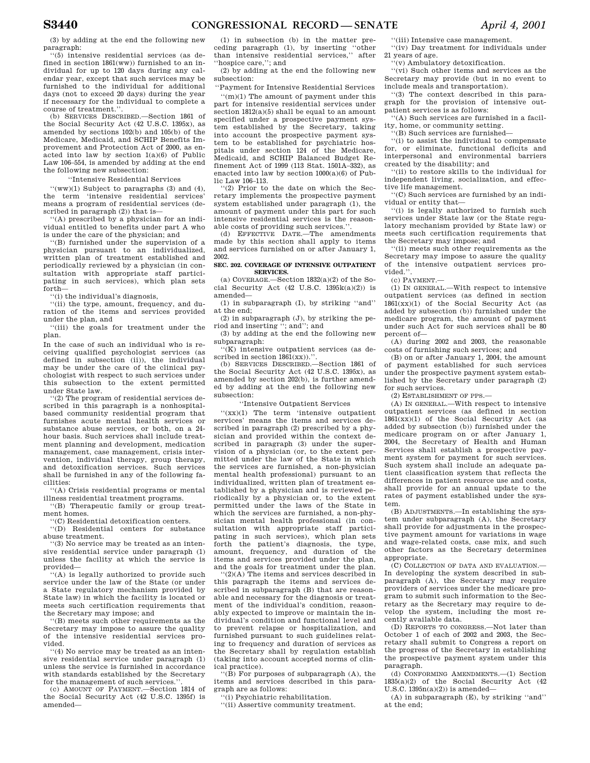(3) by adding at the end the following new paragraph:

''(5) intensive residential services (as defined in section 1861(ww)) furnished to an individual for up to 120 days during any calendar year, except that such services may be furnished to the individual for additional days (not to exceed 20 days) during the year if necessary for the individual to complete a course of treatment.''.

(b) SERVICES DESCRIBED.—Section 1861 of the Social Security Act (42 U.S.C. 1395x), as amended by sections 102(b) and 105(b) of the Medicare, Medicaid, and SCHIP Benefits Improvement and Protection Act of 2000, as enacted into law by section 1(a)(6) of Public Law 106–554, is amended by adding at the end the following new subsection:

''Intensive Residential Services

''(ww)(1) Subject to paragraphs (3) and (4), the term 'intensive residential services' means a program of residential services (described in paragraph (2)) that is—

''(A) prescribed by a physician for an individual entitled to benefits under part A who is under the care of the physician; and

''(B) furnished under the supervision of a physician pursuant to an individualized, written plan of treatment established and periodically reviewed by a physician (in consultation with appropriate staff participating in such services), which plan sets forth—

''(i) the individual's diagnosis,

''(ii) the type, amount, frequency, and duration of the items and services provided under the plan, and

''(iii) the goals for treatment under the plan.

In the case of such an individual who is receiving qualified psychologist services (as defined in subsection (ii)), the individual may be under the care of the clinical psychologist with respect to such services under this subsection to the extent permitted under State law.

''(2) The program of residential services described in this paragraph is a nonhospital-based community residential program that furnishes acute mental health services or substance abuse services, or both, on a 24-hour basis. Such services shall include treatment planning and development, medication management, case management, crisis intervention, individual therapy, group therapy, and detoxification services. Such services shall be furnished in any of the following facilities:

''(A) Crisis residential programs or mental illness residential treatment programs.

''(B) Therapeutic family or group treatment homes.

''(C) Residential detoxification centers.

''(D) Residential centers for substance abuse treatment.

''(3) No service may be treated as an intensive residential service under paragraph (1) unless the facility at which the service is provided—

''(A) is legally authorized to provide such service under the law of the State (or under a State regulatory mechanism provided by State law) in which the facility is located or meets such certification requirements that the Secretary may impose; and

''(B) meets such other requirements as the Secretary may impose to assure the quality of the intensive residential services provided.

''(4) No service may be treated as an intensive residential service under paragraph (1) unless the service is furnished in accordance with standards established by the Secretary for the management of such services.''.

(c) AMOUNT OF PAYMENT.—Section 1814 of the Social Security Act (42 U.S.C. 1395f) is amended—

(1) in subsection (b) in the matter preceding paragraph (1), by inserting ''other than intensive residential services,'' after ''hospice care,''; and

(2) by adding at the end the following new subsection:

''Payment for Intensive Residential Services

''(m)(1) The amount of payment under this part for intensive residential services under section 1812(a)(5) shall be equal to an amount specified under a prospective payment system established by the Secretary, taking into account the prospective payment system to be established for psychiatric hospitals under section 124 of the Medicare, Medicaid, and SCHIP Balanced Budget Refinement Act of 1999 (113 Stat. 1501A–332), as enacted into law by section 1000(a)(6) of Public Law 106–113.

''(2) Prior to the date on which the Secretary implements the prospective payment system established under paragraph (1), the amount of payment under this part for such intensive residential services is the reasonable costs of providing such services.''.

(d) EFFECTIVE DATE.—The amendments made by this section shall apply to items and services furnished on or after January 1, 2002.

**SEC. 202. COVERAGE OF INTENSIVE OUTPATIENT SERVICES.**

(a) COVERAGE.—Section 1832(a)(2) of the Social Security Act (42 U.S.C. 1395k(a)(2)) is amended—

(1) in subparagraph (I), by striking ''and'' at the end;

(2) in subparagraph (J), by striking the period and inserting ''; and''; and

(3) by adding at the end the following new subparagraph:

''(K) intensive outpatient services (as described in section 1861(xx)).''.

(b) SERVICES DESCRIBED.—Section 1861 of the Social Security Act (42 U.S.C. 1395x), as amended by section 202(b), is further amended by adding at the end the following new subsection:

''Intensive Outpatient Services

''(xx)(1) The term 'intensive outpatient services' means the items and services described in paragraph (2) prescribed by a physician and provided within the context described in paragraph (3) under the supervision of a physician (or, to the extent permitted under the law of the State in which the services are furnished, a non-physician mental health professional) pursuant to an individualized, written plan of treatment established by a physician and is reviewed periodically by a physician or, to the extent permitted under the laws of the State in which the services are furnished, a non-physician mental health professional (in consultation with appropriate staff participating in such services), which plan sets forth the patient's diagnosis, the type, amount, frequency, and duration of the items and services provided under the plan, and the goals for treatment under the plan.

''(2)(A) The items and services described in this paragraph the items and services described in subparagraph (B) that are reasonable and necessary for the diagnosis or treatment of the individual's condition, reasonably expected to improve or maintain the individual's condition and functional level and to prevent relapse or hospitalization, and furnished pursuant to such guidelines relating to frequency and duration of services as the Secretary shall by regulation establish (taking into account accepted norms of clinical practice).

''(B) For purposes of subparagraph (A), the items and services described in this paragraph are as follows:

''(i) Psychiatric rehabilitation.

''(ii) Assertive community treatment.

''(iii) Intensive case management.

''(iv) Day treatment for individuals under 21 years of age.

''(v) Ambulatory detoxification.

''(vi) Such other items and services as the Secretary may provide (but in no event to include meals and transportation).

''(3) The context described in this paragraph for the provision of intensive outpatient services is as follows:

''(A) Such services are furnished in a facility, home, or community setting.

''(B) Such services are furnished—

''(i) to assist the individual to compensate for, or eliminate, functional deficits and interpersonal and environmental barriers created by the disability; and

''(ii) to restore skills to the individual for independent living, socialization, and effective life management.

''(C) Such services are furnished by an individual or entity that—

''(i) is legally authorized to furnish such services under State law (or the State regulatory mechanism provided by State law) or meets such certification requirements that the Secretary may impose; and

''(ii) meets such other requirements as the Secretary may impose to assure the quality of the intensive outpatient services provided.''.

(c) PAYMENT.—

(1) IN GENERAL.—With respect to intensive outpatient services (as defined in section 1861(xx)(1) of the Social Security Act (as added by subsection (b)) furnished under the medicare program, the amount of payment under such Act for such services shall be 80 percent of—

(A) during 2002 and 2003, the reasonable costs of furnishing such services; and

(B) on or after January 1, 2004, the amount of payment established for such services under the prospective payment system established by the Secretary under paragraph (2) for such services.

(2) ESTABLISHMENT OF PPS.—

(A) IN GENERAL.—With respect to intensive outpatient services (as defined in section 1861(xx)(1) of the Social Security Act (as added by subsection (b)) furnished under the medicare program on or after January 1, 2004, the Secretary of Health and Human Services shall establish a prospective payment system for payment for such services. Such system shall include an adequate patient classification system that reflects the differences in patient resource use and costs, shall provide for an annual update to the rates of payment established under the system.

(B) ADJUSTMENTS.—In establishing the system under subparagraph (A), the Secretary shall provide for adjustments in the prospective payment amount for variations in wage and wage-related costs, case mix, and such other factors as the Secretary determines appropriate.

(C) COLLECTION OF DATA AND EVALUATION.—In developing the system described in subparagraph (A), the Secretary may require providers of services under the medicare program to submit such information to the Secretary as the Secretary may require to develop the system, including the most recently available data.

(D) REPORTS TO CONGRESS.—Not later than October 1 of each of 2002 and 2003, the Secretary shall submit to Congress a report on the progress of the Secretary in establishing the prospective payment system under this paragraph.

(d) CONFORMING AMENDMENTS.—(1) Section 1835(a)(2) of the Social Security Act (42 U.S.C. 1395n(a)(2)) is amended—

(A) in subparagraph (E), by striking ''and'' at the end;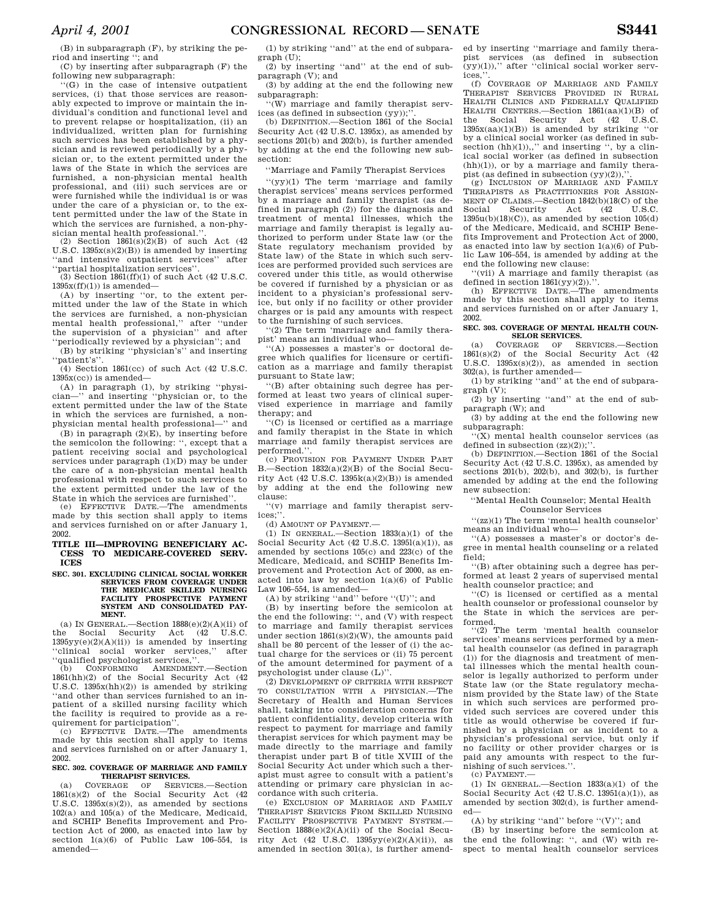(B) in subparagraph (F), by striking the period and inserting ''; and

(C) by inserting after subparagraph (F) the following new subparagraph:

''(G) in the case of intensive outpatient services, (i) that those services are reasonably expected to improve or maintain the individual's condition and functional level and to prevent relapse or hospitalization, (ii) an individualized, written plan for furnishing such services has been established by a physician and is reviewed periodically by a physician or, to the extent permitted under the laws of the State in which the services are furnished, a non-physician mental health professional, and (iii) such services are or were furnished while the individual is or was under the care of a physician or, to the extent permitted under the law of the State in which the services are furnished, a non-physician mental health professional.''.

(2) Section 1861(s)(2)(B) of such Act (42 U.S.C. 1395x(s)(2)(B)) is amended by inserting ''and intensive outpatient services'' after ''partial hospitalization services''.

(3) Section 1861(ff)(1) of such Act (42 U.S.C. 1395x(ff)(1)) is amended—

(A) by inserting ''or, to the extent permitted under the law of the State in which the services are furnished, a non-physician mental health professional,'' after ''under the supervision of a physician'' and after ''periodically reviewed by a physician''; and

(B) by striking ''physician's'' and inserting ''patient's''.

(4) Section 1861(cc) of such Act (42 U.S.C. 1395x(cc)) is amended—

(A) in paragraph (1), by striking ''physician—'' and inserting ''physician or, to the extent permitted under the law of the State in which the services are furnished, a non-physician mental health professional—'' and

(B) in paragraph (2)(E), by inserting before the semicolon the following: '', except that a patient receiving social and psychological services under paragraph (1)(D) may be under the care of a non-physician mental health professional with respect to such services to the extent permitted under the law of the State in which the services are furnished''.

(e) EFFECTIVE DATE.—The amendments made by this section shall apply to items and services furnished on or after January 1, 2002.

## TITLE III—IMPROVING BENEFICIARY ACCESS TO MEDICARE-COVERED SERVICES

### SEC. 301. EXCLUDING CLINICAL SOCIAL WORKER SERVICES FROM COVERAGE UNDER THE MEDICARE SKILLED NURSING FACILITY PROSPECTIVE PAYMENT SYSTEM AND CONSOLIDATED PAYMENT.

(a) IN GENERAL.—Section 1888(e)(2)(A)(ii) of the Social Security Act (42 U.S.C. 1395yy(e)(2)(A)(ii)) is amended by inserting ''clinical social worker services,'' after ''qualified psychologist services,''.

(b) CONFORMING AMENDMENT.—Section 1861(hh)(2) of the Social Security Act (42 U.S.C. 1395x(hh)(2)) is amended by striking ''and other than services furnished to an inpatient of a skilled nursing facility which the facility is required to provide as a requirement for participation''.

(c) EFFECTIVE DATE.—The amendments made by this section shall apply to items and services furnished on or after January 1, 2002.

### SEC. 302. COVERAGE OF MARRIAGE AND FAMILY THERAPIST SERVICES.

(a) COVERAGE OF SERVICES.—Section 1861(s)(2) of the Social Security Act (42 U.S.C. 1395x(s)(2)), as amended by sections 102(a) and 105(a) of the Medicare, Medicaid, and SCHIP Benefits Improvement and Protection Act of 2000, as enacted into law by section 1(a)(6) of Public Law 106–554, is amended—

(1) by striking ''and'' at the end of subparagraph (U);

(2) by inserting ''and'' at the end of subparagraph (V); and

(3) by adding at the end the following new subparagraph:

''(W) marriage and family therapist services (as defined in subsection (yy));''.

(b) DEFINITION.—Section 1861 of the Social Security Act (42 U.S.C. 1395x), as amended by sections 201(b) and 202(b), is further amended by adding at the end the following new subsection:

''Marriage and Family Therapist Services

''(yy)(1) The term 'marriage and family therapist services' means services performed by a marriage and family therapist (as defined in paragraph (2)) for the diagnosis and treatment of mental illnesses, which the marriage and family therapist is legally authorized to perform under State law (or the State regulatory mechanism provided by State law) of the State in which such services are performed provided such services are covered under this title, as would otherwise be covered if furnished by a physician or as incident to a physician's professional service, but only if no facility or other provider charges or is paid any amounts with respect to the furnishing of such services.

''(2) The term 'marriage and family therapist' means an individual who—

''(A) possesses a master's or doctoral degree which qualifies for licensure or certification as a marriage and family therapist pursuant to State law;

''(B) after obtaining such degree has performed at least two years of clinical supervised experience in marriage and family therapy; and

''(C) is licensed or certified as a marriage and family therapist in the State in which marriage and family therapist services are performed.''.

(c) PROVISION FOR PAYMENT UNDER PART B.—Section 1832(a)(2)(B) of the Social Security Act (42 U.S.C. 1395k(a)(2)(B)) is amended by adding at the end the following new clause:

''(v) marriage and family therapist services;''.

(d) AMOUNT OF PAYMENT.—

(1) IN GENERAL.—Section 1833(a)(1) of the Social Security Act (42 U.S.C. 1395l(a)(1)), as amended by sections 105(c) and 223(c) of the Medicare, Medicaid, and SCHIP Benefits Improvement and Protection Act of 2000, as enacted into law by section 1(a)(6) of Public Law 106–554, is amended—

(A) by striking ''and'' before ''(U)''; and

(B) by inserting before the semicolon at the end the following: '', and (V) with respect to marriage and family therapist services under section 1861(s)(2)(W), the amounts paid shall be 80 percent of the lesser of (i) the actual charge for the services or (ii) 75 percent of the amount determined for payment of a psychologist under clause (L)''.

(2) DEVELOPMENT OF CRITERIA WITH RESPECT TO CONSULTATION WITH A PHYSICIAN.—The Secretary of Health and Human Services shall, taking into consideration concerns for patient confidentiality, develop criteria with respect to payment for marriage and family therapist services for which payment may be made directly to the marriage and family therapist under part B of title XVIII of the Social Security Act under which such a therapist must agree to consult with a patient's attending or primary care physician in accordance with such criteria.

(e) EXCLUSION OF MARRIAGE AND FAMILY THERAPIST SERVICES FROM SKILLED NURSING FACILITY PROSPECTIVE PAYMENT SYSTEM.—Section 1888(e)(2)(A)(ii) of the Social Security Act (42 U.S.C. 1395yy(e)(2)(A)(ii)), as amended in section 301(a), is further amended by inserting ''marriage and family therapist services (as defined in subsection (yy)(1)),'' after ''clinical social worker services,''.

(f) COVERAGE OF MARRIAGE AND FAMILY THERAPIST SERVICES PROVIDED IN RURAL HEALTH CLINICS AND FEDERALLY QUALIFIED HEALTH CENTERS.—Section 1861(aa)(1)(B) of the Social Security Act (42 U.S.C. 1395x(aa)(1)(B)) is amended by striking ''or by a clinical social worker (as defined in subsection (hh)(1)),'' and inserting '', by a clinical social worker (as defined in subsection (hh)(1)), or by a marriage and family therapist (as defined in subsection (yy)(2)),''.

(g) INCLUSION OF MARRIAGE AND FAMILY THERAPISTS AS PRACTITIONERS FOR ASSIGNMENT OF CLAIMS.—Section 1842(b)(18(C) of the Social Security Act (42 U.S.C. 1395u(b)(18)(C)), as amended by section 105(d) of the Medicare, Medicaid, and SCHIP Benefits Improvement and Protection Act of 2000, as enacted into law by section 1(a)(6) of Public Law 106–554, is amended by adding at the end the following new clause:

''(vii) A marriage and family therapist (as defined in section 1861(yy)(2)).''.

(h) EFFECTIVE DATE.—The amendments made by this section shall apply to items and services furnished on or after January 1, 2002.

### SEC. 303. COVERAGE OF MENTAL HEALTH COUNSELOR SERVICES.

(a) COVERAGE OF SERVICES.—Section 1861(s)(2) of the Social Security Act (42 U.S.C. 1395x(s)(2)), as amended in section 302(a), is further amended—

(1) by striking ''and'' at the end of subparagraph (V);

(2) by inserting ''and'' at the end of subparagraph (W); and

(3) by adding at the end the following new subparagraph:

''(X) mental health counselor services (as defined in subsection (zz)(2));''.

(b) DEFINITION.—Section 1861 of the Social Security Act (42 U.S.C. 1395x), as amended by sections 201(b), 202(b), and 302(b), is further amended by adding at the end the following new subsection:

''Mental Health Counselor; Mental Health Counselor Services

''(zz)(1) The term 'mental health counselor' means an individual who—

''(A) possesses a master's or doctor's degree in mental health counseling or a related field;

''(B) after obtaining such a degree has performed at least 2 years of supervised mental health counselor practice; and

''(C) is licensed or certified as a mental health counselor or professional counselor by the State in which the services are performed.

''(2) The term 'mental health counselor services' means services performed by a mental health counselor (as defined in paragraph (1)) for the diagnosis and treatment of mental illnesses which the mental health counselor is legally authorized to perform under State law (or the State regulatory mechanism provided by the State law) of the State in which such services are performed provided such services are covered under this title as would otherwise be covered if furnished by a physician or as incident to a physician's professional service, but only if no facility or other provider charges or is paid any amounts with respect to the furnishing of such services.''.

(c) PAYMENT.—

(1) IN GENERAL.—Section 1833(a)(1) of the Social Security Act (42 U.S.C. 1395l(a)(1)), as amended by section 302(d), is further amended—

(A) by striking ''and'' before ''(V)''; and

(B) by inserting before the semicolon at the end the following: '', and (W) with respect to mental health counselor services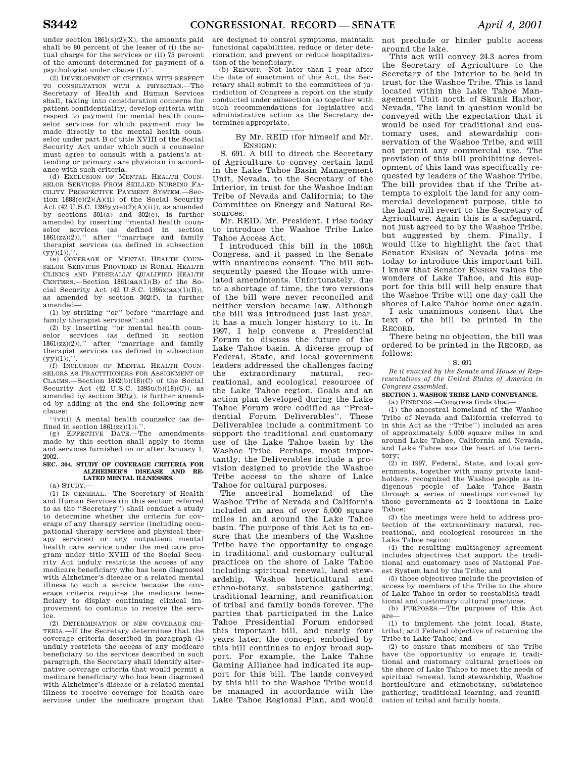under section 1861(s)(2)(X), the amounts paid shall be 80 percent of the lesser of (i) the actual charge for the services or (ii) 75 percent of the amount determined for payment of a psychologist under clause (L)''.

(2) DEVELOPMENT OF CRITERIA WITH RESPECT TO CONSULTATION WITH A PHYSICIAN.—The Secretary of Health and Human Services shall, taking into consideration concerns for patient confidentiality, develop criteria with respect to payment for mental health counselor services for which payment may be made directly to the mental health counselor under part B of title XVIII of the Social Security Act under which such a counselor must agree to consult with a patient's attending or primary care physician in accordance with such criteria.

(d) EXCLUSION OF MENTAL HEALTH COUNSELOR SERVICES FROM SKILLED NURSING FACILITY PROSPECTIVE PAYMENT SYSTEM.—Section 1888(e)(2)(A)(ii) of the Social Security Act (42 U.S.C. 1395yy(e)(2)(A)(ii)), as amended by sections 301(a) and 302(e), is further amended by inserting ''mental health counselor services (as defined in section 1861(zz)(2)),'' after ''marriage and family therapist services (as defined in subsection (yy)(1)),''.

(e) COVERAGE OF MENTAL HEALTH COUNSELOR SERVICES PROVIDED IN RURAL HEALTH CLINICS AND FEDERALLY QUALIFIED HEALTH CENTERS.—Section 1861(aa)(1)(B) of the Social Security Act (42 U.S.C. 1395x(aa)(1)(B)), as amended by section 302(f), is further amended—

(1) by striking ''or'' before ''marriage and family therapist services''; and

(2) by inserting ''or mental health counselor services (as defined in section 1861(zz)(2)),'' after ''marriage and family therapist services (as defined in subsection (yy)(1)),''.

(f) INCLUSION OF MENTAL HEALTH COUNSELORS AS PRACTITIONERS FOR ASSIGNMENT OF CLAIMS.—Section 1842(b)(18)(C) of the Social Security Act (42 U.S.C. 1395u(b)(18)(C)), as amended by section 302(g), is further amended by adding at the end the following new clause:

''(viii) A mental health counselor (as defined in section 1861(zz)(1)).''.

(g) EFFECTIVE DATE.—The amendments made by this section shall apply to items and services furnished on or after January 1, 2002.

**SEC. 304. STUDY OF COVERAGE CRITERIA FOR ALZHEIMER'S DISEASE AND RELATED MENTAL ILLNESSES.**

(a) STUDY.—

(1) IN GENERAL.—The Secretary of Health and Human Services (in this section referred to as the ''Secretary'') shall conduct a study to determine whether the criteria for coverage of any therapy service (including occupational therapy services and physical therapy services) or any outpatient mental health care service under the medicare program under title XVIII of the Social Security Act unduly restricts the access of any medicare beneficiary who has been diagnosed with Alzheimer's disease or a related mental illness to such a service because the coverage criteria requires the medicare beneficiary to display continuing clinical improvement to continue to receive the service.

(2) DETERMINATION OF NEW COVERAGE CRITERIA.—If the Secretary determines that the coverage criteria described in paragraph (1) unduly restricts the access of any medicare beneficiary to the services described in such paragraph, the Secretary shall identify alternative coverage criteria that would permit a medicare beneficiary who has been diagnosed with Alzheimer's disease or a related mental illness to receive coverage for health care services under the medicare program that are designed to control symptoms, maintain functional capabilities, reduce or deter deterioration, and prevent or reduce hospitalization of the beneficiary.

(b) REPORT.—Not later than 1 year after the date of enactment of this Act, the Secretary shall submit to the committees of jurisdiction of Congress a report on the study conducted under subsection (a) together with such recommendations for legislative and administrative action as the Secretary determines appropriate.

---

By Mr. REID (for himself and Mr. ENSIGN):

S. 691. A bill to direct the Secretary of Agriculture to convey certain land in the Lake Tahoe Basin Management Unit, Nevada, to the Secretary of the Interior, in trust for the Washoe Indian Tribe of Nevada and California; to the Committee on Energy and Natural Resources.

Mr. REID. Mr. President, I rise today to introduce the Washoe Tribe Lake Tahoe Access Act.

I introduced this bill in the 106th Congress, and it passed in the Senate with unanimous consent. The bill subsequently passed the House with unrelated amendments. Unfortunately, due to a shortage of time, the two versions of the bill were never reconciled and neither version became law. Although the bill was introduced just last year, it has a much longer history to it. In 1997, I help convene a Presidential Forum to discuss the future of the Lake Tahoe basin. A diverse group of Federal, State, and local government leaders addressed the challenges facing the extraordinary natural, recreational, and ecological resources of the Lake Tahoe region. Goals and an action plan developed during the Lake Tahoe Forum were codified as ''Presidential Forum Deliverables''. These Deliverables include a commitment to support the traditional and customary use of the Lake Tahoe basin by the Washoe Tribe. Perhaps, most importantly, the Deliverables include a provision designed to provide the Washoe Tribe access to the shore of Lake Tahoe for cultural purposes.

The ancestral homeland of the Washoe Tribe of Nevada and California included an area of over 5,000 square miles in and around the Lake Tahoe basin. The purpose of this Act is to ensure that the members of the Washoe Tribe have the opportunity to engage in traditional and customary cultural practices on the shore of Lake Tahoe including spiritual renewal, land stewardship, Washoe horticultural and ethno-botany, subsistence gathering, traditional learning, and reunification of tribal and family bonds forever. The parties that participated in the Lake Tahoe Presidential Forum endorsed this important bill, and nearly four years later, the concept embodied by this bill continues to enjoy broad support. For example, the Lake Tahoe Gaming Alliance had indicated its support for this bill. The lands conveyed by this bill to the Washoe Tribe would be managed in accordance with the Lake Tahoe Regional Plan, and would not preclude or hinder public access around the lake.

This act will convey 24.3 acres from the Secretary of Agriculture to the Secretary of the Interior to be held in trust for the Washoe Tribe. This is land located within the Lake Tahoe Management Unit north of Skunk Harbor, Nevada. The land in question would be conveyed with the expectation that it would be used for traditional and customary uses, and stewardship conservation of the Washoe Tribe, and will not permit any commercial use. The provision of this bill prohibiting development of this land was specifically requested by leaders of the Washoe Tribe. The bill provides that if the Tribe attempts to exploit the land for any commercial development purpose, title to the land will revert to the Secretary of Agriculture. Again this is a safeguard, not just agreed to by the Washoe Tribe, but suggested by them. Finally, I would like to highlight the fact that Senator ENSIGN of Nevada joins me today to introduce this important bill. I know that Senator ENSIGN values the wonders of Lake Tahoe, and his support for this bill will help ensure that the Washoe Tribe will one day call the shores of Lake Tahoe home once again.

I ask unanimous consent that the text of the bill be printed in the RECORD.

There being no objection, the bill was ordered to be printed in the RECORD, as follows:

S. 691

*Be it enacted by the Senate and House of Representatives of the United States of America in Congress assembled,*

**SECTION 1. WASHOE TRIBE LAND CONVEYANCE.**

(a) FINDINGS.—Congress finds that—

(1) the ancestral homeland of the Washoe Tribe of Nevada and California (referred to in this Act as the ''Tribe'') included an area of approximately 5,000 square miles in and around Lake Tahoe, California and Nevada, and Lake Tahoe was the heart of the territory;

(2) in 1997, Federal, State, and local governments, together with many private landholders, recognized the Washoe people as indigenous people of Lake Tahoe Basin through a series of meetings convened by those governments at 2 locations in Lake Tahoe;

(3) the meetings were held to address protection of the extraordinary natural, recreational, and ecological resources in the Lake Tahoe region;

(4) the resulting multiagency agreement includes objectives that support the traditional and customary uses of National Forest System land by the Tribe; and

(5) those objectives include the provision of access by members of the Tribe to the shore of Lake Tahoe in order to reestablish traditional and customary cultural practices.

(b) PURPOSES.—The purposes of this Act are—

(1) to implement the joint local, State, tribal, and Federal objective of returning the Tribe to Lake Tahoe; and

(2) to ensure that members of the Tribe have the opportunity to engage in traditional and customary cultural practices on the shore of Lake Tahoe to meet the needs of spiritual renewal, land stewardship, Washoe horticulture and ethnobotany, subsistence gathering, traditional learning, and reunification of tribal and family bonds.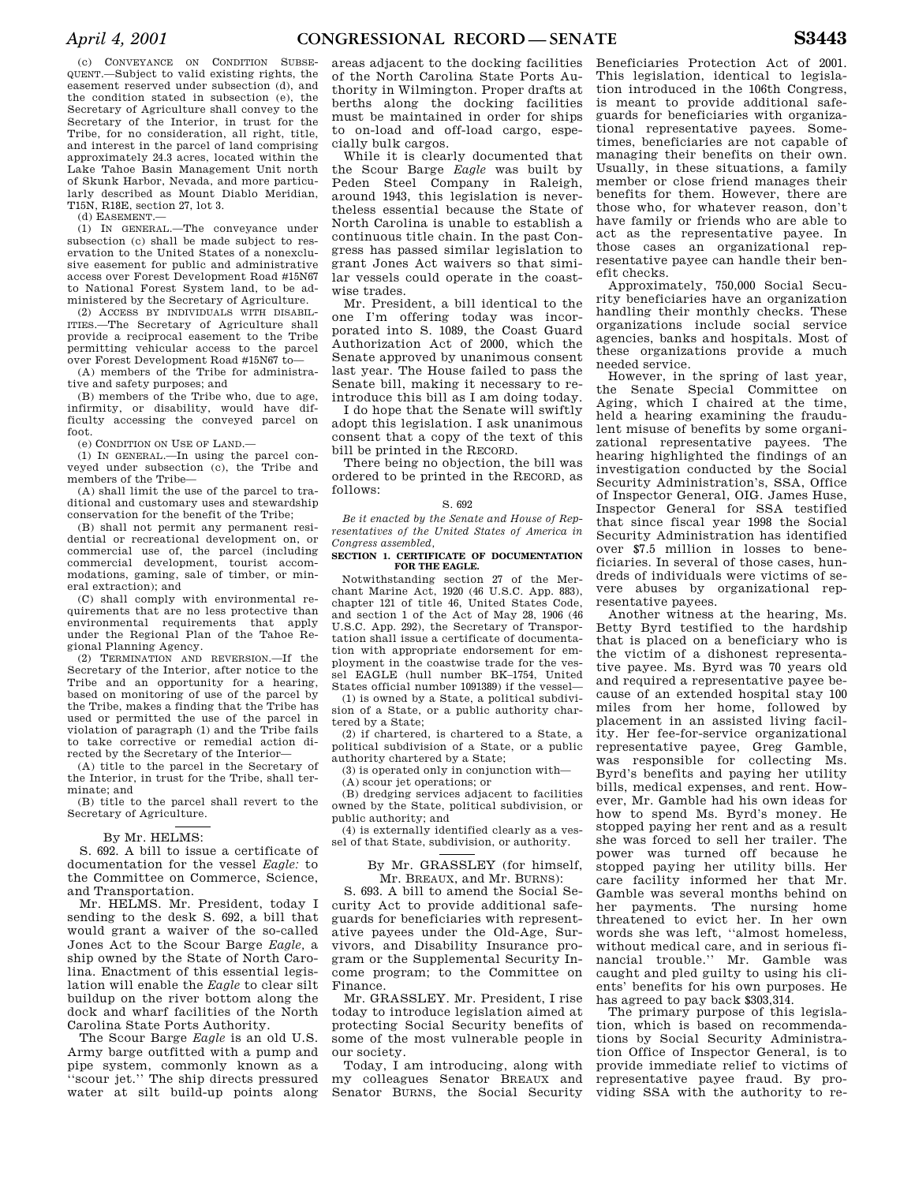(c) CONVEYANCE ON CONDITION SUBSEQUENT.—Subject to valid existing rights, the easement reserved under subsection (d), and the condition stated in subsection (e), the Secretary of Agriculture shall convey to the Secretary of the Interior, in trust for the Tribe, for no consideration, all right, title, and interest in the parcel of land comprising approximately 24.3 acres, located within the Lake Tahoe Basin Management Unit north of Skunk Harbor, Nevada, and more particularly described as Mount Diablo Meridian, T15N, R18E, section 27, lot 3.

(d) EASEMENT.—

(1) IN GENERAL.—The conveyance under subsection (c) shall be made subject to reservation to the United States of a nonexclusive easement for public and administrative access over Forest Development Road #15N67 to National Forest System land, to be administered by the Secretary of Agriculture.

(2) ACCESS BY INDIVIDUALS WITH DISABILITIES.—The Secretary of Agriculture shall provide a reciprocal easement to the Tribe permitting vehicular access to the parcel over Forest Development Road #15N67 to—

(A) members of the Tribe for administrative and safety purposes; and

(B) members of the Tribe who, due to age, infirmity, or disability, would have difficulty accessing the conveyed parcel on foot.

(e) CONDITION ON USE OF LAND.—

(1) IN GENERAL.—In using the parcel conveyed under subsection (c), the Tribe and members of the Tribe—

(A) shall limit the use of the parcel to traditional and customary uses and stewardship conservation for the benefit of the Tribe;

(B) shall not permit any permanent residential or recreational development on, or commercial use of, the parcel (including commercial development, tourist accommodations, gaming, sale of timber, or mineral extraction); and

(C) shall comply with environmental requirements that are no less protective than environmental requirements that apply under the Regional Plan of the Tahoe Regional Planning Agency.

(2) TERMINATION AND REVERSION.—If the Secretary of the Interior, after notice to the Tribe and an opportunity for a hearing, based on monitoring of use of the parcel by the Tribe, makes a finding that the Tribe has used or permitted the use of the parcel in violation of paragraph (1) and the Tribe fails to take corrective or remedial action directed by the Secretary of the Interior—

(A) title to the parcel in the Secretary of the Interior, in trust for the Tribe, shall terminate; and

(B) title to the parcel shall revert to the Secretary of Agriculture.

---

By Mr. HELMS:

S. 692. A bill to issue a certificate of documentation for the vessel *Eagle*: to the Committee on Commerce, Science, and Transportation.

Mr. HELMS. Mr. President, today I sending to the desk S. 692, a bill that would grant a waiver of the so-called Jones Act to the Scour Barge *Eagle*, a ship owned by the State of North Carolina. Enactment of this essential legislation will enable the *Eagle* to clear silt buildup on the river bottom along the dock and wharf facilities of the North Carolina State Ports Authority.

The Scour Barge *Eagle* is an old U.S. Army barge outfitted with a pump and pipe system, commonly known as a "scour jet." The ship directs pressured water at silt build-up points along areas adjacent to the docking facilities of the North Carolina State Ports Authority in Wilmington. Proper drafts at berths along the docking facilities must be maintained in order for ships to on-load and off-load cargo, especially bulk cargos.

While it is clearly documented that the Scour Barge *Eagle* was built by Peden Steel Company in Raleigh, around 1943, this legislation is nevertheless essential because the State of North Carolina is unable to establish a continuous title chain. In the past Congress has passed similar legislation to grant Jones Act waivers so that similar vessels could operate in the coastwise trades.

Mr. President, a bill identical to the one I'm offering today was incorporated into S. 1089, the Coast Guard Authorization Act of 2000, which the Senate approved by unanimous consent last year. The House failed to pass the Senate bill, making it necessary to reintroduce this bill as I am doing today.

I do hope that the Senate will swiftly adopt this legislation. I ask unanimous consent that a copy of the text of this bill be printed in the RECORD.

There being no objection, the bill was ordered to be printed in the RECORD, as follows:

S. 692

*Be it enacted by the Senate and House of Representatives of the United States of America in Congress assembled,*

**SECTION 1. CERTIFICATE OF DOCUMENTATION FOR THE EAGLE.**

Notwithstanding section 27 of the Merchant Marine Act, 1920 (46 U.S.C. App. 883), chapter 121 of title 46, United States Code, and section 1 of the Act of May 28, 1906 (46 U.S.C. App. 292), the Secretary of Transportation shall issue a certificate of documentation with appropriate endorsement for employment in the coastwise trade for the vessel EAGLE (hull number BK–1754, United States official number 1091389) if the vessel—

(1) is owned by a State, a political subdivision of a State, or a public authority chartered by a State;

(2) if chartered, is chartered to a State, a political subdivision of a State, or a public authority chartered by a State;

(3) is operated only in conjunction with—

(A) scour jet operations; or

(B) dredging services adjacent to facilities owned by the State, political subdivision, or public authority; and

(4) is externally identified clearly as a vessel of that State, subdivision, or authority.

---

By Mr. GRASSLEY (for himself, Mr. BREAUX, and Mr. BURNS):

S. 693. A bill to amend the Social Security Act to provide additional safeguards for beneficiaries with representative payees under the Old-Age, Survivors, and Disability Insurance program or the Supplemental Security Income program; to the Committee on Finance.

Mr. GRASSLEY. Mr. President, I rise today to introduce legislation aimed at protecting Social Security benefits of some of the most vulnerable people in our society.

Today, I am introducing, along with my colleagues Senator BREAUX and Senator BURNS, the Social Security Beneficiaries Protection Act of 2001. This legislation, identical to legislation introduced in the 106th Congress, is meant to provide additional safeguards for beneficiaries with organizational representative payees. Sometimes, beneficiaries are not capable of managing their benefits on their own. Usually, in these situations, a family member or close friend manages their benefits for them. However, there are those who, for whatever reason, don't have family or friends who are able to act as the representative payee. In those cases an organizational representative payee can handle their benefit checks.

Approximately, 750,000 Social Security beneficiaries have an organization handling their monthly checks. These organizations include social service agencies, banks and hospitals. Most of these organizations provide a much needed service.

However, in the spring of last year, the Senate Special Committee on Aging, which I chaired at the time, held a hearing examining the fraudulent misuse of benefits by some organizational representative payees. The hearing highlighted the findings of an investigation conducted by the Social Security Administration's, SSA, Office of Inspector General, OIG. James Huse, Inspector General for SSA testified that since fiscal year 1998 the Social Security Administration has identified over $7.5 million in losses to beneficiaries. In several of those cases, hundreds of individuals were victims of severe abuses by organizational representative payees.

Another witness at the hearing, Ms. Betty Byrd testified to the hardship that is placed on a beneficiary who is the victim of a dishonest representative payee. Ms. Byrd was 70 years old and required a representative payee because of an extended hospital stay 100 miles from her home, followed by placement in an assisted living facility. Her fee-for-service organizational representative payee, Greg Gamble, was responsible for collecting Ms. Byrd's benefits and paying her utility bills, medical expenses, and rent. However, Mr. Gamble had his own ideas for how to spend Ms. Byrd's money. He stopped paying her rent and as a result she was forced to sell her trailer. The power was turned off because he stopped paying her utility bills. Her care facility informed her that Mr. Gamble was several months behind on her payments. The nursing home threatened to evict her. In her own words she was left, "almost homeless, without medical care, and in serious financial trouble." Mr. Gamble was caught and pled guilty to using his clients' benefits for his own purposes. He has agreed to pay back $303,314.

The primary purpose of this legislation, which is based on recommendations by Social Security Administration Office of Inspector General, is to provide immediate relief to victims of representative payee fraud. By providing SSA with the authority to re-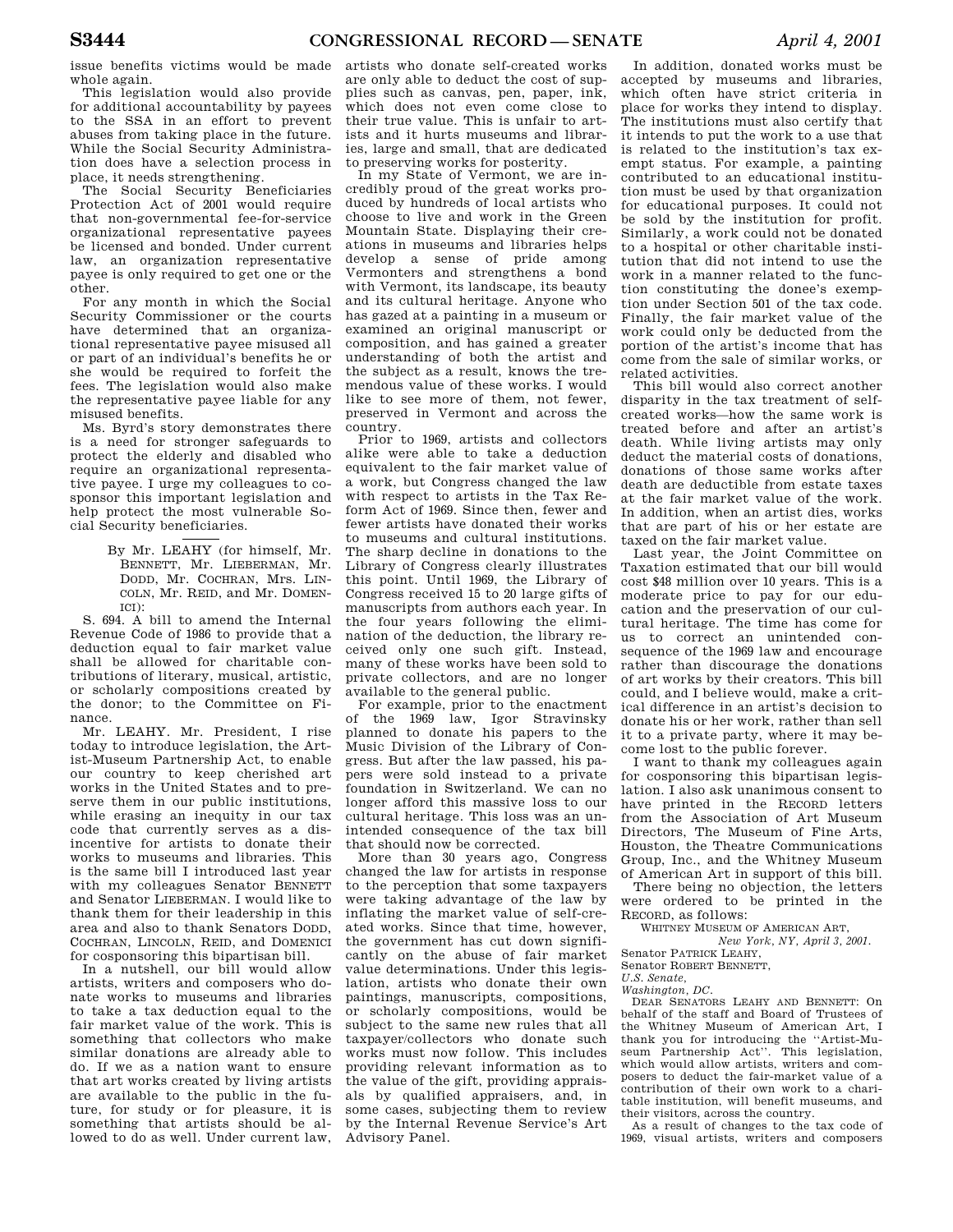issue benefits victims would be made whole again.

This legislation would also provide for additional accountability by payees to the SSA in an effort to prevent abuses from taking place in the future. While the Social Security Administration does have a selection process in place, it needs strengthening.

The Social Security Beneficiaries Protection Act of 2001 would require that non-governmental fee-for-service organizational representative payees be licensed and bonded. Under current law, an organization representative payee is only required to get one or the other.

For any month in which the Social Security Commissioner or the courts have determined that an organizational representative payee misused all or part of an individual's benefits he or she would be required to forfeit the fees. The legislation would also make the representative payee liable for any misused benefits.

Ms. Byrd's story demonstrates there is a need for stronger safeguards to protect the elderly and disabled who require an organizational representative payee. I urge my colleagues to cosponsor this important legislation and help protect the most vulnerable Social Security beneficiaries.

---

By Mr. LEAHY (for himself, Mr. BENNETT, Mr. LIEBERMAN, Mr. DODD, Mr. COCHRAN, Mrs. LINCOLN, Mr. REID, and Mr. DOMENICI):

S. 694. A bill to amend the Internal Revenue Code of 1986 to provide that a deduction equal to fair market value shall be allowed for charitable contributions of literary, musical, artistic, or scholarly compositions created by the donor; to the Committee on Finance.

Mr. LEAHY. Mr. President, I rise today to introduce legislation, the Artist-Museum Partnership Act, to enable our country to keep cherished art works in the United States and to preserve them in our public institutions, while erasing an inequity in our tax code that currently serves as a disincentive for artists to donate their works to museums and libraries. This is the same bill I introduced last year with my colleagues Senator BENNETT and Senator LIEBERMAN. I would like to thank them for their leadership in this area and also to thank Senators DODD, COCHRAN, LINCOLN, REID, and DOMENICI for cosponsoring this bipartisan bill.

In a nutshell, our bill would allow artists, writers and composers who donate works to museums and libraries to take a tax deduction equal to the fair market value of the work. This is something that collectors who make similar donations are already able to do. If we as a nation want to ensure that art works created by living artists are available to the public in the future, for study or for pleasure, it is something that artists should be allowed to do as well. Under current law, artists who donate self-created works are only able to deduct the cost of supplies such as canvas, pen, paper, ink, which does not even come close to their true value. This is unfair to artists and it hurts museums and libraries, large and small, that are dedicated to preserving works for posterity.

In my State of Vermont, we are incredibly proud of the great works produced by hundreds of local artists who choose to live and work in the Green Mountain State. Displaying their creations in museums and libraries helps develop a sense of pride among Vermonters and strengthens a bond with Vermont, its landscape, its beauty and its cultural heritage. Anyone who has gazed at a painting in a museum or examined an original manuscript or composition, and has gained a greater understanding of both the artist and the subject as a result, knows the tremendous value of these works. I would like to see more of them, not fewer, preserved in Vermont and across the country.

Prior to 1969, artists and collectors alike were able to take a deduction equivalent to the fair market value of a work, but Congress changed the law with respect to artists in the Tax Reform Act of 1969. Since then, fewer and fewer artists have donated their works to museums and cultural institutions. The sharp decline in donations to the Library of Congress clearly illustrates this point. Until 1969, the Library of Congress received 15 to 20 large gifts of manuscripts from authors each year. In the four years following the elimination of the deduction, the library received only one such gift. Instead, many of these works have been sold to private collectors, and are no longer available to the general public.

For example, prior to the enactment of the 1969 law, Igor Stravinsky planned to donate his papers to the Music Division of the Library of Congress. But after the law passed, his papers were sold instead to a private foundation in Switzerland. We can no longer afford this massive loss to our cultural heritage. This loss was an unintended consequence of the tax bill that should now be corrected.

More than 30 years ago, Congress changed the law for artists in response to the perception that some taxpayers were taking advantage of the law by inflating the market value of self-created works. Since that time, however, the government has cut down significantly on the abuse of fair market value determinations. Under this legislation, artists who donate their own paintings, manuscripts, compositions, or scholarly compositions, would be subject to the same new rules that all taxpayer/collectors who donate such works must now follow. This includes providing relevant information as to the value of the gift, providing appraisals by qualified appraisers, and, in some cases, subjecting them to review by the Internal Revenue Service's Art Advisory Panel.

In addition, donated works must be accepted by museums and libraries, which often have strict criteria in place for works they intend to display. The institutions must also certify that it intends to put the work to a use that is related to the institution's tax exempt status. For example, a painting contributed to an educational institution must be used by that organization for educational purposes. It could not be sold by the institution for profit. Similarly, a work could not be donated to a hospital or other charitable institution that did not intend to use the work in a manner related to the function constituting the donee's exemption under Section 501 of the tax code. Finally, the fair market value of the work could only be deducted from the portion of the artist's income that has come from the sale of similar works, or related activities.

This bill would also correct another disparity in the tax treatment of self-created works—how the same work is treated before and after an artist's death. While living artists may only deduct the material costs of donations, donations of those same works after death are deductible from estate taxes at the fair market value of the work. In addition, when an artist dies, works that are part of his or her estate are taxed on the fair market value.

Last year, the Joint Committee on Taxation estimated that our bill would cost $48 million over 10 years. This is a moderate price to pay for our education and the preservation of our cultural heritage. The time has come for us to correct an unintended consequence of the 1969 law and encourage rather than discourage the donations of art works by their creators. This bill could, and I believe would, make a critical difference in an artist's decision to donate his or her work, rather than sell it to a private party, where it may become lost to the public forever.

I want to thank my colleagues again for cosponsoring this bipartisan legislation. I also ask unanimous consent to have printed in the RECORD letters from the Association of Art Museum Directors, The Museum of Fine Arts, Houston, the Theatre Communications Group, Inc., and the Whitney Museum of American Art in support of this bill.

There being no objection, the letters were ordered to be printed in the RECORD, as follows:

WHITNEY MUSEUM OF AMERICAN ART,
*New York, NY, April 3, 2001.*

Senator PATRICK LEAHY,
Senator ROBERT BENNETT,
*U.S. Senate,*
*Washington, DC.*

DEAR SENATORS LEAHY AND BENNETT: On behalf of the staff and Board of Trustees of the Whitney Museum of American Art, I thank you for introducing the "Artist-Museum Partnership Act". This legislation, which would allow artists, writers and composers to deduct the fair-market value of a contribution of their own work to a charitable institution, will benefit museums, and their visitors, across the country.

As a result of changes to the tax code of 1969, visual artists, writers and composers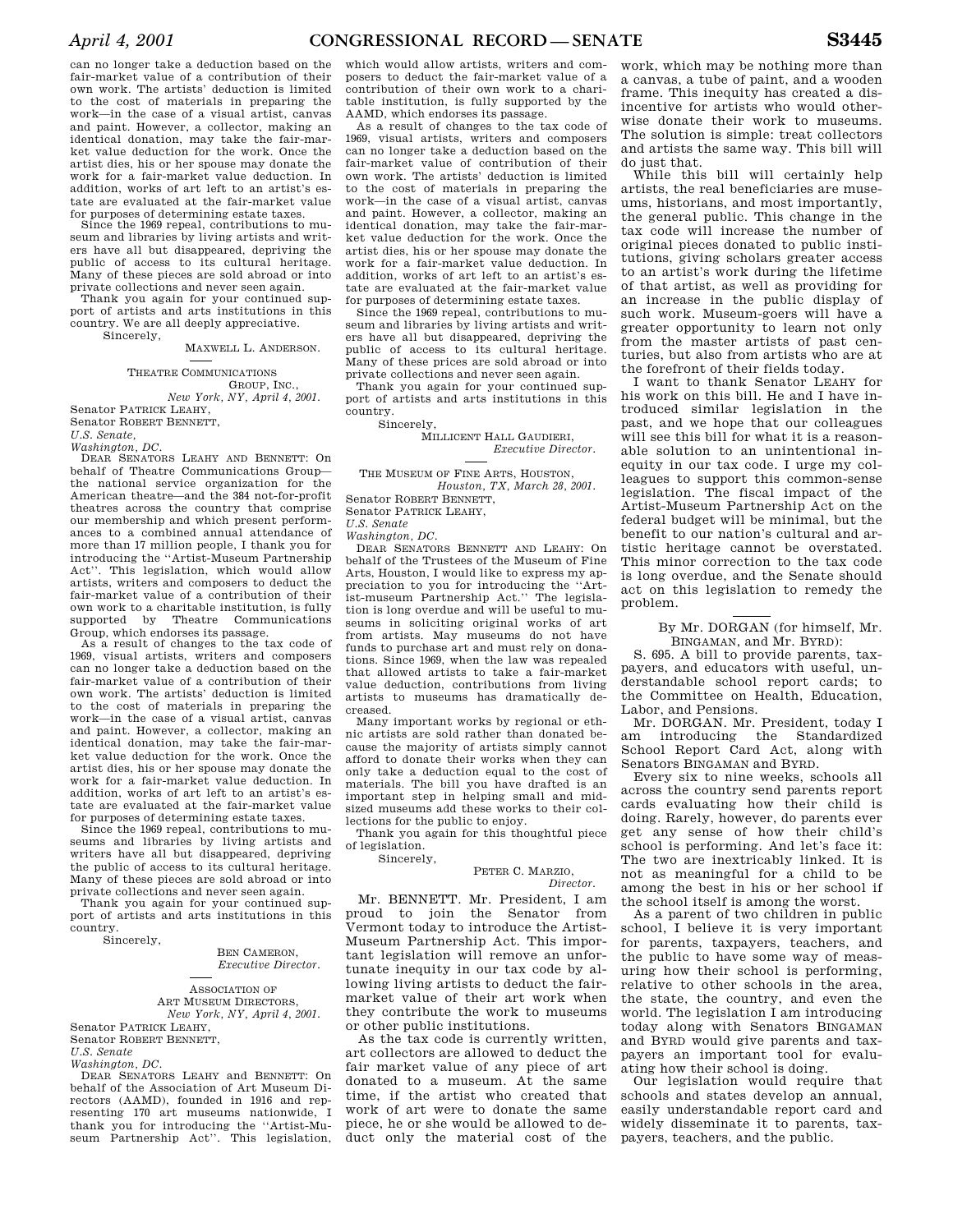can no longer take a deduction based on the fair-market value of a contribution of their own work. The artists' deduction is limited to the cost of materials in preparing the work—in the case of a visual artist, canvas and paint. However, a collector, making an identical donation, may take the fair-market value deduction for the work. Once the artist dies, his or her spouse may donate the work for a fair-market value deduction. In addition, works of art left to an artist's estate are evaluated at the fair-market value for purposes of determining estate taxes.

Since the 1969 repeal, contributions to museum and libraries by living artists and writers have all but disappeared, depriving the public of access to its cultural heritage. Many of these pieces are sold abroad or into private collections and never seen again.

Thank you again for your continued support of artists and arts institutions in this country. We are all deeply appreciative.

Sincerely,

MAXWELL L. ANDERSON.

---

THEATRE COMMUNICATIONS GROUP, INC.,
*New York, NY, April 4, 2001.*

Senator PATRICK LEAHY,
Senator ROBERT BENNETT,
*U.S. Senate,*
*Washington, DC.*

DEAR SENATORS LEAHY AND BENNETT: On behalf of Theatre Communications Group—the national service organization for the American theatre—and the 384 not-for-profit theatres across the country that comprise our membership and which present performances to a combined annual attendance of more than 17 million people, I thank you for introducing the "Artist-Museum Partnership Act". This legislation, which would allow artists, writers and composers to deduct the fair-market value of a contribution of their own work to a charitable institution, is fully supported by Theatre Communications Group, which endorses its passage.

As a result of changes to the tax code of 1969, visual artists, writers and composers can no longer take a deduction based on the fair-market value of a contribution of their own work. The artists' deduction is limited to the cost of materials in preparing the work—in the case of a visual artist, canvas and paint. However, a collector, making an identical donation, may take the fair-market value deduction for the work. Once the artist dies, his or her spouse may donate the work for a fair-market value deduction. In addition, works of art left to an artist's estate are evaluated at the fair-market value for purposes of determining estate taxes.

Since the 1969 repeal, contributions to museums and libraries by living artists and writers have all but disappeared, depriving the public of access to its cultural heritage. Many of these pieces are sold abroad or into private collections and never seen again.

Thank you again for your continued support of artists and arts institutions in this country.

Sincerely,

BEN CAMERON,
*Executive Director.*

---

ASSOCIATION OF ART MUSEUM DIRECTORS,
*New York, NY, April 4, 2001.*

Senator PATRICK LEAHY,
Senator ROBERT BENNETT,
*U.S. Senate*
*Washington, DC.*

DEAR SENATORS LEAHY and BENNETT: On behalf of the Association of Art Museum Directors (AAMD), founded in 1916 and representing 170 art museums nationwide, I thank you for introducing the "Artist-Museum Partnership Act". This legislation, which would allow artists, writers and composers to deduct the fair-market value of a contribution of their own work to a charitable institution, is fully supported by the AAMD, which endorses its passage.

As a result of changes to the tax code of 1969, visual artists, writers and composers can no longer take a deduction based on the fair-market value of contribution of their own work. The artists' deduction is limited to the cost of materials in preparing the work—in the case of a visual artist, canvas and paint. However, a collector, making an identical donation, may take the fair-market value deduction for the work. Once the artist dies, his or her spouse may donate the work for a fair-market value deduction. In addition, works of art left to an artist's estate are evaluated at the fair-market value for purposes of determining estate taxes.

Since the 1969 repeal, contributions to museum and libraries by living artists and writers have all but disappeared, depriving the public of access to its cultural heritage. Many of these prices are sold abroad or into private collections and never seen again.

Thank you again for your continued support of artists and arts institutions in this country.

Sincerely,

MILLICENT HALL GAUDIERI,
*Executive Director.*

---

THE MUSEUM OF FINE ARTS, HOUSTON,
*Houston, TX, March 28, 2001.*

Senator ROBERT BENNETT,
Senator PATRICK LEAHY,
*U.S. Senate*
*Washington, DC.*

DEAR SENATORS BENNETT AND LEAHY: On behalf of the Trustees of the Museum of Fine Arts, Houston, I would like to express my appreciation to you for introducing the "Artist-museum Partnership Act." The legislation is long overdue and will be useful to museums in soliciting original works of art from artists. May museums do not have funds to purchase art and must rely on donations. Since 1969, when the law was repealed that allowed artists to take a fair-market value deduction, contributions from living artists to museums has dramatically decreased.

Many important works by regional or ethnic artists are sold rather than donated because the majority of artists simply cannot afford to donate their works when they can only take a deduction equal to the cost of materials. The bill you have drafted is an important step in helping small and mid-sized museums add these works to their collections for the public to enjoy.

Thank you again for this thoughtful piece of legislation.

Sincerely,

PETER C. MARZIO,
*Director.*

Mr. BENNETT. Mr. President, I am proud to join the Senator from Vermont today to introduce the Artist-Museum Partnership Act. This important legislation will remove an unfortunate inequity in our tax code by allowing living artists to deduct the fair-market value of their art work when they contribute the work to museums or other public institutions.

As the tax code is currently written, art collectors are allowed to deduct the fair market value of any piece of art donated to a museum. At the same time, if the artist who created that work of art were to donate the same piece, he or she would be allowed to deduct only the material cost of the work, which may be nothing more than a canvas, a tube of paint, and a wooden frame. This inequity has created a disincentive for artists who would otherwise donate their work to museums. The solution is simple: treat collectors and artists the same way. This bill will do just that.

While this bill will certainly help artists, the real beneficiaries are museums, historians, and most importantly, the general public. This change in the tax code will increase the number of original pieces donated to public institutions, giving scholars greater access to an artist's work during the lifetime of that artist, as well as providing for an increase in the public display of such work. Museum-goers will have a greater opportunity to learn not only from the master artists of past centuries, but also from artists who are at the forefront of their fields today.

I want to thank Senator LEAHY for his work on this bill. He and I have introduced similar legislation in the past, and we hope that our colleagues will see this bill for what it is a reasonable solution to an unintentional inequity in our tax code. I urge my colleagues to support this common-sense legislation. The fiscal impact of the Artist-Museum Partnership Act on the federal budget will be minimal, but the benefit to our nation's cultural and artistic heritage cannot be overstated. This minor correction to the tax code is long overdue, and the Senate should act on this legislation to remedy the problem.

---

By Mr. DORGAN (for himself, Mr. BINGAMAN, and Mr. BYRD):

S. 695. A bill to provide parents, taxpayers, and educators with useful, understandable school report cards; to the Committee on Health, Education, Labor, and Pensions.

Mr. DORGAN. Mr. President, today I am introducing the Standardized School Report Card Act, along with Senators BINGAMAN and BYRD.

Every six to nine weeks, schools all across the country send parents report cards evaluating how their child is doing. Rarely, however, do parents ever get any sense of how their child's school is performing. And let's face it: The two are inextricably linked. It is not as meaningful for a child to be among the best in his or her school if the school itself is among the worst.

As a parent of two children in public school, I believe it is very important for parents, taxpayers, teachers, and the public to have some way of measuring how their school is performing, relative to other schools in the area, the state, the country, and even the world. The legislation I am introducing today along with Senators BINGAMAN and BYRD would give parents and taxpayers an important tool for evaluating how their school is doing.

Our legislation would require that schools and states develop an annual, easily understandable report card and widely disseminate it to parents, taxpayers, teachers, and the public.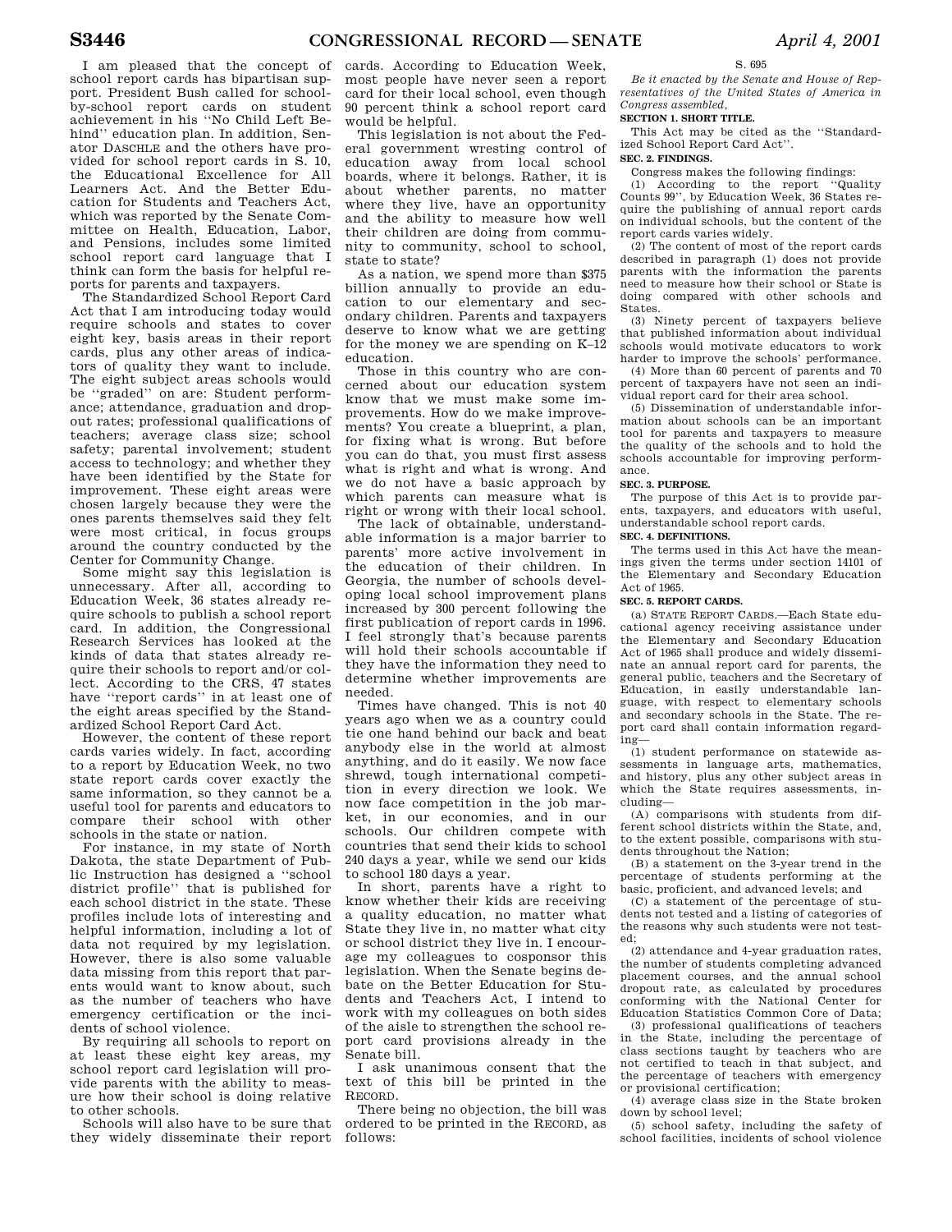I am pleased that the concept of school report cards has bipartisan support. President Bush called for school-by-school report cards on student achievement in his ''No Child Left Behind'' education plan. In addition, Senator DASCHLE and the others have provided for school report cards in S. 10, the Educational Excellence for All Learners Act. And the Better Education for Students and Teachers Act, which was reported by the Senate Committee on Health, Education, Labor, and Pensions, includes some limited school report card language that I think can form the basis for helpful reports for parents and taxpayers.

The Standardized School Report Card Act that I am introducing today would require schools and states to cover eight key, basis areas in their report cards, plus any other areas of indicators of quality they want to include. The eight subject areas schools would be ''graded'' on are: Student performance; attendance, graduation and dropout rates; professional qualifications of teachers; average class size; school safety; parental involvement; student access to technology; and whether they have been identified by the State for improvement. These eight areas were chosen largely because they were the ones parents themselves said they felt were most critical, in focus groups around the country conducted by the Center for Community Change.

Some might say this legislation is unnecessary. After all, according to Education Week, 36 states already require schools to publish a school report card. In addition, the Congressional Research Services has looked at the kinds of data that states already require their schools to report and/or collect. According to the CRS, 47 states have ''report cards'' in at least one of the eight areas specified by the Standardized School Report Card Act.

However, the content of these report cards varies widely. In fact, according to a report by Education Week, no two state report cards cover exactly the same information, so they cannot be a useful tool for parents and educators to compare their school with other schools in the state or nation.

For instance, in my state of North Dakota, the state Department of Public Instruction has designed a ''school district profile'' that is published for each school district in the state. These profiles include lots of interesting and helpful information, including a lot of data not required by my legislation. However, there is also some valuable data missing from this report that parents would want to know about, such as the number of teachers who have emergency certification or the incidents of school violence.

By requiring all schools to report on at least these eight key areas, my school report card legislation will provide parents with the ability to measure how their school is doing relative to other schools.

Schools will also have to be sure that they widely disseminate their report cards. According to Education Week, most people have never seen a report card for their local school, even though 90 percent think a school report card would be helpful.

This legislation is not about the Federal government wresting control of education away from local school boards, where it belongs. Rather, it is about whether parents, no matter where they live, have an opportunity and the ability to measure how well their children are doing from community to community, school to school, state to state?

As a nation, we spend more than $375 billion annually to provide an education to our elementary and secondary children. Parents and taxpayers deserve to know what we are getting for the money we are spending on K–12 education.

Those in this country who are concerned about our education system know that we must make some improvements. How do we make improvements? You create a blueprint, a plan, for fixing what is wrong. But before you can do that, you must first assess what is right and what is wrong. And we do not have a basic approach by which parents can measure what is right or wrong with their local school.

The lack of obtainable, understandable information is a major barrier to parents' more active involvement in the education of their children. In Georgia, the number of schools developing local school improvement plans increased by 300 percent following the first publication of report cards in 1996. I feel strongly that's because parents will hold their schools accountable if they have the information they need to determine whether improvements are needed.

Times have changed. This is not 40 years ago when we as a country could tie one hand behind our back and beat anybody else in the world at almost anything, and do it easily. We now face shrewd, tough international competition in every direction we look. We now face competition in the job market, in our economies, and in our schools. Our children compete with countries that send their kids to school 240 days a year, while we send our kids to school 180 days a year.

In short, parents have a right to know whether their kids are receiving a quality education, no matter what State they live in, no matter what city or school district they live in. I encourage my colleagues to cosponsor this legislation. When the Senate begins debate on the Better Education for Students and Teachers Act, I intend to work with my colleagues on both sides of the aisle to strengthen the school report card provisions already in the Senate bill.

I ask unanimous consent that the text of this bill be printed in the RECORD.

There being no objection, the bill was ordered to be printed in the RECORD, as follows:

S. 695

*Be it enacted by the Senate and House of Representatives of the United States of America in Congress assembled,*

**SECTION 1. SHORT TITLE.**

This Act may be cited as the ''Standardized School Report Card Act''.

**SEC. 2. FINDINGS.**

Congress makes the following findings:

(1) According to the report ''Quality Counts 99'', by Education Week, 36 States require the publishing of annual report cards on individual schools, but the content of the report cards varies widely.

(2) The content of most of the report cards described in paragraph (1) does not provide parents with the information the parents need to measure how their school or State is doing compared with other schools and States.

(3) Ninety percent of taxpayers believe that published information about individual schools would motivate educators to work harder to improve the schools' performance.

(4) More than 60 percent of parents and 70 percent of taxpayers have not seen an individual report card for their area school.

(5) Dissemination of understandable information about schools can be an important tool for parents and taxpayers to measure the quality of the schools and to hold the schools accountable for improving performance.

**SEC. 3. PURPOSE.**

The purpose of this Act is to provide parents, taxpayers, and educators with useful, understandable school report cards.

**SEC. 4. DEFINITIONS.**

The terms used in this Act have the meanings given the terms under section 14101 of the Elementary and Secondary Education Act of 1965.

**SEC. 5. REPORT CARDS.**

(a) STATE REPORT CARDS.—Each State educational agency receiving assistance under the Elementary and Secondary Education Act of 1965 shall produce and widely disseminate an annual report card for parents, the general public, teachers and the Secretary of Education, in easily understandable language, with respect to elementary schools and secondary schools in the State. The report card shall contain information regarding—

(1) student performance on statewide assessments in language arts, mathematics, and history, plus any other subject areas in which the State requires assessments, including—

(A) comparisons with students from different school districts within the State, and, to the extent possible, comparisons with students throughout the Nation;

(B) a statement on the 3-year trend in the percentage of students performing at the basic, proficient, and advanced levels; and

(C) a statement of the percentage of students not tested and a listing of categories of the reasons why such students were not tested;

(2) attendance and 4-year graduation rates, the number of students completing advanced placement courses, and the annual school dropout rate, as calculated by procedures conforming with the National Center for Education Statistics Common Core of Data;

(3) professional qualifications of teachers in the State, including the percentage of class sections taught by teachers who are not certified to teach in that subject, and the percentage of teachers with emergency or provisional certification;

(4) average class size in the State broken down by school level;

(5) school safety, including the safety of school facilities, incidents of school violence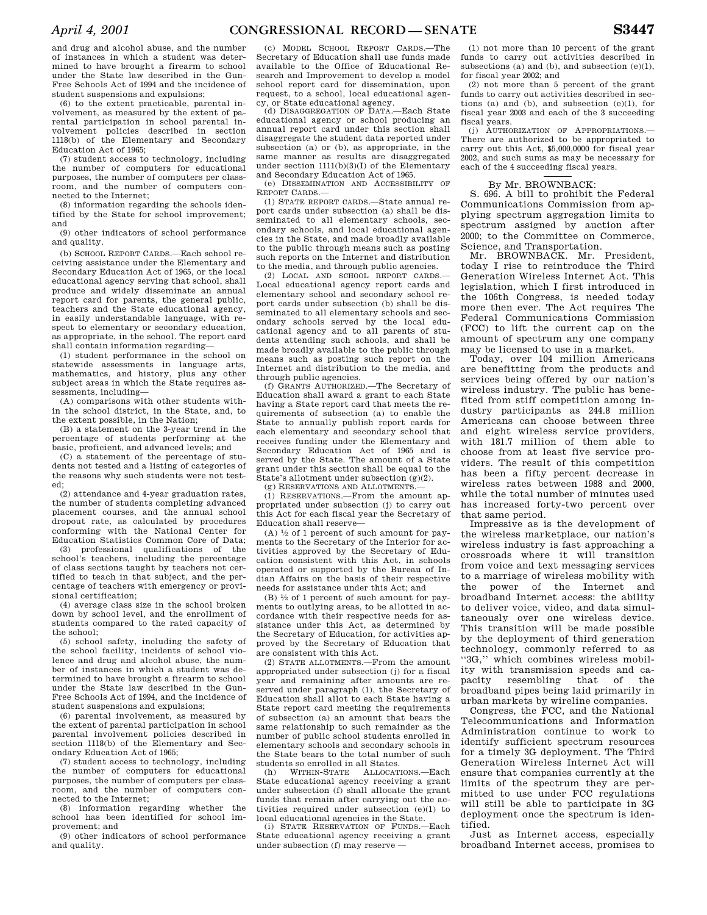and drug and alcohol abuse, and the number of instances in which a student was determined to have brought a firearm to school under the State law described in the Gun-Free Schools Act of 1994 and the incidence of student suspensions and expulsions;

(6) to the extent practicable, parental involvement, as measured by the extent of parental participation in school parental involvement policies described in section 1118(b) of the Elementary and Secondary Education Act of 1965;

(7) student access to technology, including the number of computers for educational purposes, the number of computers per classroom, and the number of computers connected to the Internet;

(8) information regarding the schools identified by the State for school improvement; and

(9) other indicators of school performance and quality.

(b) SCHOOL REPORT CARDS.—Each school receiving assistance under the Elementary and Secondary Education Act of 1965, or the local educational agency serving that school, shall produce and widely disseminate an annual report card for parents, the general public, teachers and the State educational agency, in easily understandable language, with respect to elementary or secondary education, as appropriate, in the school. The report card shall contain information regarding—

(1) student performance in the school on statewide assessments in language arts, mathematics, and history, plus any other subject areas in which the State requires assessments, including—

(A) comparisons with other students within the school district, in the State, and, to the extent possible, in the Nation;

(B) a statement on the 3-year trend in the percentage of students performing at the basic, proficient, and advanced levels; and

(C) a statement of the percentage of students not tested and a listing of categories of the reasons why such students were not tested;

(2) attendance and 4-year graduation rates, the number of students completing advanced placement courses, and the annual school dropout rate, as calculated by procedures conforming with the National Center for Education Statistics Common Core of Data;

(3) professional qualifications of the school's teachers, including the percentage of class sections taught by teachers not certified to teach in that subject, and the percentage of teachers with emergency or provisional certification;

(4) average class size in the school broken down by school level, and the enrollment of students compared to the rated capacity of the school;

(5) school safety, including the safety of the school facility, incidents of school violence and drug and alcohol abuse, the number of instances in which a student was determined to have brought a firearm to school under the State law described in the Gun-Free Schools Act of 1994, and the incidence of student suspensions and expulsions;

(6) parental involvement, as measured by the extent of parental participation in school parental involvement policies described in section 1118(b) of the Elementary and Secondary Education Act of 1965;

(7) student access to technology, including the number of computers for educational purposes, the number of computers per classroom, and the number of computers connected to the Internet;

(8) information regarding whether the school has been identified for school improvement; and

(9) other indicators of school performance and quality.

(c) MODEL SCHOOL REPORT CARDS.—The Secretary of Education shall use funds made available to the Office of Educational Research and Improvement to develop a model school report card for dissemination, upon request, to a school, local educational agency, or State educational agency.

(d) DISAGGREGATION OF DATA.—Each State educational agency or school producing an annual report card under this section shall disaggregate the student data reported under subsection (a) or (b), as appropriate, in the same manner as results are disaggregated under section 1111(b)(3)(I) of the Elementary and Secondary Education Act of 1965.

(e) DISSEMINATION AND ACCESSIBILITY OF REPORT CARDS.—

(1) STATE REPORT CARDS.—State annual report cards under subsection (a) shall be disseminated to all elementary schools, secondary schools, and local educational agencies in the State, and made broadly available to the public through means such as posting such reports on the Internet and distribution to the media, and through public agencies.

(2) LOCAL AND SCHOOL REPORT CARDS.—Local educational agency report cards and elementary school and secondary school report cards under subsection (b) shall be disseminated to all elementary schools and secondary schools served by the local educational agency and to all parents of students attending such schools, and shall be made broadly available to the public through means such as posting such report on the Internet and distribution to the media, and through public agencies.

(f) GRANTS AUTHORIZED.—The Secretary of Education shall award a grant to each State having a State report card that meets the requirements of subsection (a) to enable the State to annually publish report cards for each elementary and secondary school that receives funding under the Elementary and Secondary Education Act of 1965 and is served by the State. The amount of a State grant under this section shall be equal to the State's allotment under subsection (g)(2).

(g) RESERVATIONS AND ALLOTMENTS.—

(1) RESERVATIONS.—From the amount appropriated under subsection (j) to carry out this Act for each fiscal year the Secretary of Education shall reserve—

(A) ½ of 1 percent of such amount for payments to the Secretary of the Interior for activities approved by the Secretary of Education consistent with this Act, in schools operated or supported by the Bureau of Indian Affairs on the basis of their respective needs for assistance under this Act; and

(B) ½ of 1 percent of such amount for payments to outlying areas, to be allotted in accordance with their respective needs for assistance under this Act, as determined by the Secretary of Education, for activities approved by the Secretary of Education that are consistent with this Act.

(2) STATE ALLOTMENTS.—From the amount appropriated under subsection (j) for a fiscal year and remaining after amounts are reserved under paragraph (1), the Secretary of Education shall allot to each State having a State report card meeting the requirements of subsection (a) an amount that bears the same relationship to such remainder as the number of public school students enrolled in elementary schools and secondary schools in the State bears to the total number of such students so enrolled in all States.

(h) WITHIN-STATE ALLOCATIONS.—Each State educational agency receiving a grant under subsection (f) shall allocate the grant funds that remain after carrying out the activities required under subsection (e)(1) to local educational agencies in the State.

(i) STATE RESERVATION OF FUNDS.—Each State educational agency receiving a grant under subsection (f) may reserve —

(1) not more than 10 percent of the grant funds to carry out activities described in subsections (a) and (b), and subsection (e)(1), for fiscal year 2002; and

(2) not more than 5 percent of the grant funds to carry out activities described in sections (a) and (b), and subsection (e)(1), for fiscal year 2003 and each of the 3 succeeding fiscal years.

(j) AUTHORIZATION OF APPROPRIATIONS.—There are authorized to be appropriated to carry out this Act, $5,000,0000 for fiscal year 2002, and such sums as may be necessary for each of the 4 succeeding fiscal years.

---

By Mr. BROWNBACK:

S. 696. A bill to prohibit the Federal Communications Commission from applying spectrum aggregation limits to spectrum assigned by auction after 2000; to the Committee on Commerce, Science, and Transportation.

Mr. BROWNBACK. Mr. President, today I rise to reintroduce the Third Generation Wireless Internet Act. This legislation, which I first introduced in the 106th Congress, is needed today more then ever. The Act requires The Federal Communications Commission (FCC) to lift the current cap on the amount of spectrum any one company may be licensed to use in a market.

Today, over 104 million Americans are benefitting from the products and services being offered by our nation's wireless industry. The public has benefited from stiff competition among industry participants as 244.8 million Americans can choose between three and eight wireless service providers, with 181.7 million of them able to choose from at least five service providers. The result of this competition has been a fifty percent decrease in wireless rates between 1988 and 2000, while the total number of minutes used has increased forty-two percent over that same period.

Impressive as is the development of the wireless marketplace, our nation's wireless industry is fast approaching a crossroads where it will transition from voice and text messaging services to a marriage of wireless mobility with the power of the Internet and broadband Internet access: the ability to deliver voice, video, and data simultaneously over one wireless device. This transition will be made possible by the deployment of third generation technology, commonly referred to as "3G," which combines wireless mobility with transmission speeds and capacity resembling that of the broadband pipes being laid primarily in urban markets by wireline companies.

Congress, the FCC, and the National Telecommunications and Information Administration continue to work to identify sufficient spectrum resources for a timely 3G deployment. The Third Generation Wireless Internet Act will ensure that companies currently at the limits of the spectrum they are permitted to use under FCC regulations will still be able to participate in 3G deployment once the spectrum is identified.

Just as Internet access, especially broadband Internet access, promises to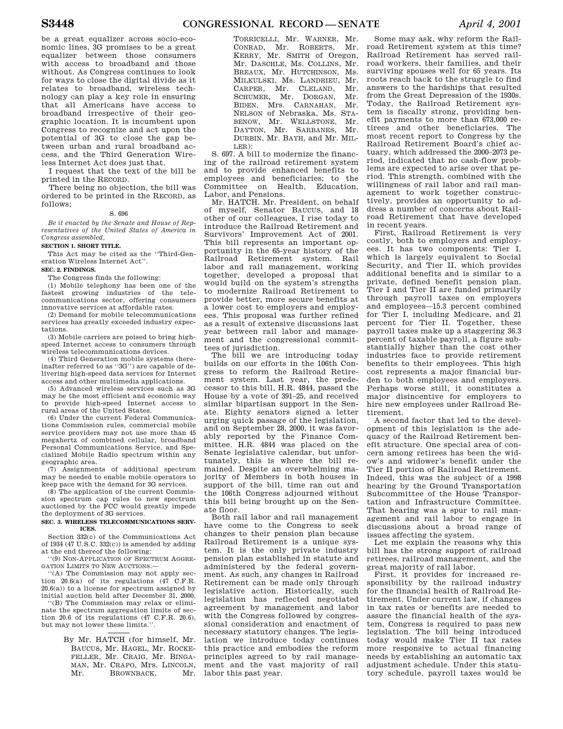be a great equalizer across socio-economic lines, 3G promises to be a great equalizer between those consumers with access to broadband and those without. As Congress continues to look for ways to close the digital divide as it relates to broadband, wireless technology can play a key role in ensuring that all Americans have access to broadband irrespective of their geographic location. It is incumbent upon Congress to recognize and act upon the potential of 3G to close the gap between urban and rural broadband access, and the Third Generation Wireless Internet Act does just that.

I request that the text of the bill be printed in the RECORD.

There being no objection, the bill was ordered to be printed in the RECORD, as follows;

S. 696

*Be it enacted by the Senate and House of Representatives of the United States of America in Congress assembled,*

**SECTION 1. SHORT TITLE.**

This Act may be cited as the ''Third-Generation Wireless Internet Act''.

**SEC. 2. FINDINGS.**

The Congress finds the following:

(1) Mobile telephony has been one of the fastest growing industries of the telecommunications sector, offering consumers innovative services at affordable rates.

(2) Demand for mobile telecommunications services has greatly exceeded industry expectations.

(3) Mobile carriers are poised to bring high-speed Internet access to consumers through wireless telecommunications devices.

(4) Third Generation mobile systems (hereinafter referred to as ''3G'') are capable of delivering high-speed data services for Internet access and other multimedia applications.

(5) Advanced wireless services such as 3G may be the most efficient and economic way to provide high-speed Internet access to rural areas of the United States.

(6) Under the current Federal Communications Commission rules, commercial mobile service providers may not use more than 45 megahertz of combined cellular, broadband Personal Communications Service, and Specialized Mobile Radio spectrum within any geographic area.

(7) Assignments of additional spectrum may be needed to enable mobile operators to keep pace with the demand for 3G services.

(8) The application of the current Commission spectrum cap rules to new spectrum auctioned by the FCC would greatly impede the deployment of 3G services.

**SEC. 3. WIRELESS TELECOMMUNICATIONS SERVICES.**

Section 332(c) of the Communications Act of 1934 (47 U.S.C. 332(c)) is amended by adding at the end thereof the following:

''(9) NON-APPLICATION OF SPECTRUM AGGREGATION LIMITS TO NEW AUCTIONS.—

''(A) The Commission may not apply section 20.6(a) of its regulations (47 C.F.R. 20.6(a)) to a license for spectrum assigned by initial auction held after December 31, 2000.

''(B) The Commission may relax or eliminate the spectrum aggregation limits of section 20.6 of its regulations (47 C.F.R. 20.6), but may not lower these limits.''.

---

By Mr. HATCH (for himself, Mr. BAUCUS, Mr. HAGEL, Mr. ROCKEFELLER, Mr. CRAIG, Mr. BINGAMAN, Mr. CRAPO, Mrs. LINCOLN, Mr. BROWNBACK, Mr. TORRICELLI, Mr. WARNER, Mr. CONRAD, Mr. ROBERTS, Mr. KERRY, Mr. SMITH of Oregon, Mr. DASCHLE, Ms. COLLINS, Mr. BREAUX, Mr. HUTCHINSON, Ms. MILKULSKI, Ms. LANDRIEU, Mr. CARPER, Mr. CLELAND, Mr. SCHUMER, Mr. DORGAN, Mr. BIDEN, Mrs. CARNAHAN, Mr. NELSON of Nebraska, Ms. STABENOW, Mr. WELLSTONE, Mr. DAYTON, Mr. SARBANES, Mr. DURBIN, Mr. BAYH, and Mr. MILLER):

S. 697. A bill to modernize the financing of the railroad retirement system and to provide enhanced benefits to employees and beneficiaries; to the Committee on Health, Education, Labor, and Pensions.

Mr. HATCH. Mr. President, on behalf of myself, Senator BAUCUS, and 18 other of our colleagues, I rise today to introduce the Railroad Retirement and Survivors' Improvement Act of 2001. This bill represents an important opportunity in the 65-year history of the Railroad Retirement system. Rail labor and rail management, working together, developed a proposal that would build on the system's strengths to modernize Railroad Retirement to provide better, more secure benefits at a lower cost to employers and employees. This proposal was further refined as a result of extensive discussions last year between rail labor and management and the congressional committees of jurisdiction.

The bill we are introducing today builds on our efforts in the 106th Congress to reform the Railroad Retirement system. Last year, the predecessor to this bill, H.R. 4844, passed the House by a vote of 391–25, and received similar bipartisan support in the Senate. Eighty senators signed a letter urging quick passage of the legislation, and on September 28, 2000, it was favorably reported by the Finance Committee. H.R. 4844 was placed on the Senate legislative calendar, but unfortunately, this is where the bill remained. Despite an overwhelming majority of Members in both houses in support of the bill, time ran out and the 106th Congress adjourned without this bill being brought up on the Senate floor.

Both rail labor and rail management have come to the Congress to seek changes to their pension plan because Railroad Retirement is a unique system. It is the only private industry pension plan established in statute and administered by the federal government. As such, any changes in Railroad Retirement can be made only through legislative action. Historically, such legislation has reflected negotiated agreement by management and labor with the Congress followed by congressional consideration and enactment of necessary statutory changes. The legislation we introduce today continues this practice and embodies the reform principles agreed to by rail management and the vast majority of rail labor this past year.

Some may ask, why reform the Railroad Retirement system at this time? Railroad Retirement has served railroad workers, their families, and their surviving spouses well for 65 years. Its roots reach back to the struggle to find answers to the hardships that resulted from the Great Depression of the 1930s. Today, the Railroad Retirement system is fiscally strong, providing benefit payments to more than 673,000 retirees and other beneficiaries. The most recent report to Congress by the Railroad Retirement Board's chief actuary, which addressed the 2000–2073 period, indicated that no cash-flow problems are expected to arise over that period. This strength, combined with the willingness of rail labor and rail management to work together constructively, provides an opportunity to address a number of concerns about Railroad Retirement that have developed in recent years.

First, Railroad Retirement is very costly, both to employers and employees. It has two components: Tier I, which is largely equivalent to Social Security, and Tier II, which provides additional benefits and is similar to a private, defined benefit pension plan. Tier I and Tier II are funded primarily through payroll taxes on employers and employees—15.3 percent combined for Tier I, including Medicare, and 21 percent for Tier II. Together, these payroll taxes make up a staggering 36.3 percent of taxable payroll, a figure substantially higher than the cost other industries face to provide retirement benefits to their employees. This high cost represents a major financial burden to both employees and employers. Perhaps worse still, it constitutes a major disincentive for employers to hire new employees under Railroad Retirement.

A second factor that led to the development of this legislation is the adequacy of the Railroad Retirement benefit structure. One special area of concern among retirees has been the widow's and widower's benefit under the Tier II portion of Railroad Retirement. Indeed, this was the subject of a 1998 hearing by the Ground Transportation Subcommittee of the House Transportation and Infrastructure Committee. That hearing was a spur to rail management and rail labor to engage in discussions about a broad range of issues affecting the system.

Let me explain the reasons why this bill has the strong support of railroad retirees, railroad management, and the great majority of rail labor.

First, it provides for increased responsibility by the railroad industry for the financial health of Railroad Retirement. Under current law, if changes in tax rates or benefits are needed to assure the financial health of the system, Congress is required to pass new legislation. The bill being introduced today would make Tier II tax rates more responsive to actual financing needs by establishing an automatic tax adjustment schedule. Under this statutory schedule, payroll taxes would be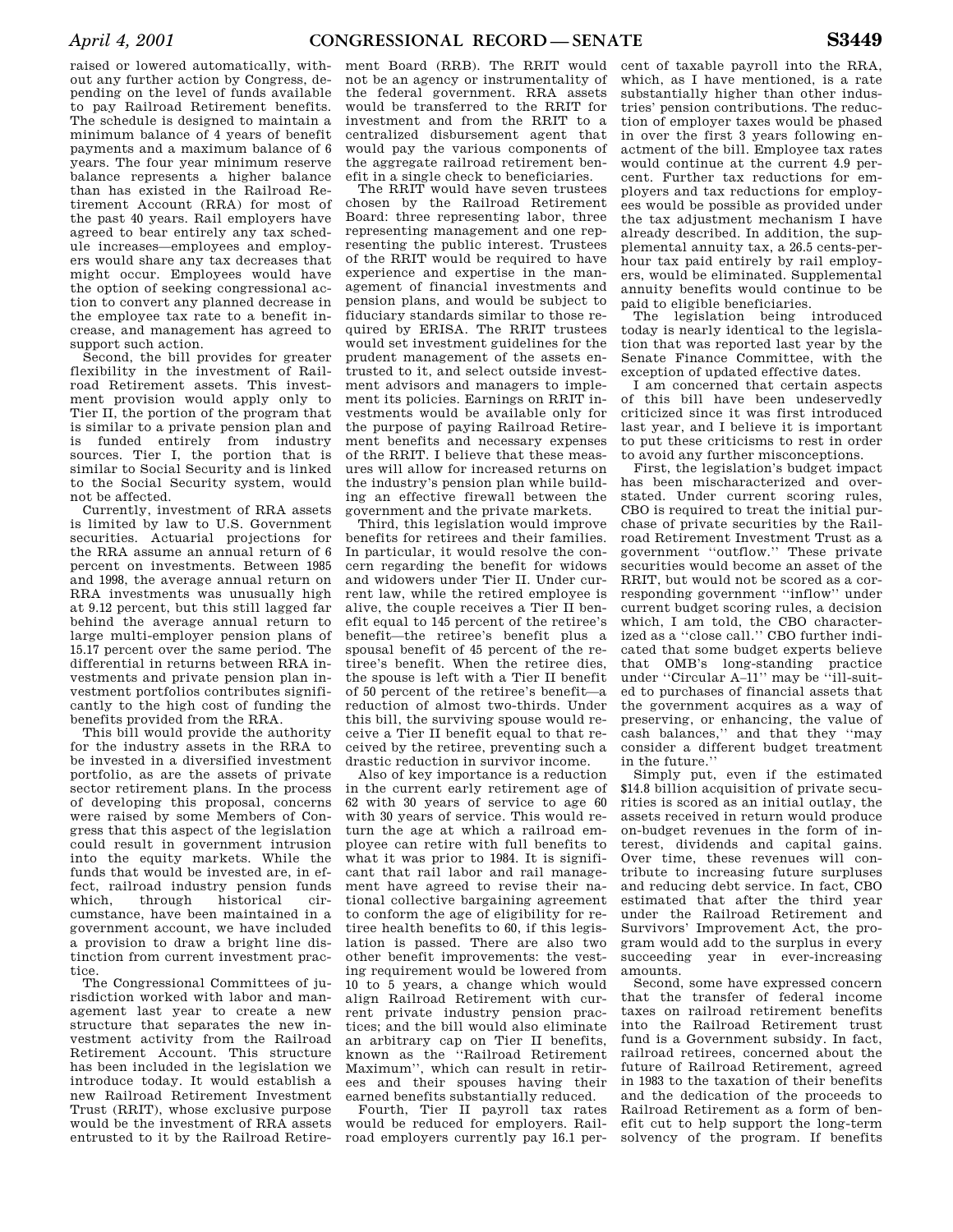raised or lowered automatically, without any further action by Congress, depending on the level of funds available to pay Railroad Retirement benefits. The schedule is designed to maintain a minimum balance of 4 years of benefit payments and a maximum balance of 6 years. The four year minimum reserve balance represents a higher balance than has existed in the Railroad Retirement Account (RRA) for most of the past 40 years. Rail employers have agreed to bear entirely any tax schedule increases—employees and employers would share any tax decreases that might occur. Employees would have the option of seeking congressional action to convert any planned decrease in the employee tax rate to a benefit increase, and management has agreed to support such action.

Second, the bill provides for greater flexibility in the investment of Railroad Retirement assets. This investment provision would apply only to Tier II, the portion of the program that is similar to a private pension plan and is funded entirely from industry sources. Tier I, the portion that is similar to Social Security and is linked to the Social Security system, would not be affected.

Currently, investment of RRA assets is limited by law to U.S. Government securities. Actuarial projections for the RRA assume an annual return of 6 percent on investments. Between 1985 and 1998, the average annual return on RRA investments was unusually high at 9.12 percent, but this still lagged far behind the average annual return to large multi-employer pension plans of 15.17 percent over the same period. The differential in returns between RRA investments and private pension plan investment portfolios contributes significantly to the high cost of funding the benefits provided from the RRA.

This bill would provide the authority for the industry assets in the RRA to be invested in a diversified investment portfolio, as are the assets of private sector retirement plans. In the process of developing this proposal, concerns were raised by some Members of Congress that this aspect of the legislation could result in government intrusion into the equity markets. While the funds that would be invested are, in effect, railroad industry pension funds which, through historical circumstance, have been maintained in a government account, we have included a provision to draw a bright line distinction from current investment practice.

The Congressional Committees of jurisdiction worked with labor and management last year to create a new structure that separates the new investment activity from the Railroad Retirement Account. This structure has been included in the legislation we introduce today. It would establish a new Railroad Retirement Investment Trust (RRIT), whose exclusive purpose would be the investment of RRA assets entrusted to it by the Railroad Retirement Board (RRB). The RRIT would not be an agency or instrumentality of the federal government. RRA assets would be transferred to the RRIT for investment and from the RRIT to a centralized disbursement agent that would pay the various components of the aggregate railroad retirement benefit in a single check to beneficiaries.

The RRIT would have seven trustees chosen by the Railroad Retirement Board: three representing labor, three representing management and one representing the public interest. Trustees of the RRIT would be required to have experience and expertise in the management of financial investments and pension plans, and would be subject to fiduciary standards similar to those required by ERISA. The RRIT trustees would set investment guidelines for the prudent management of the assets entrusted to it, and select outside investment advisors and managers to implement its policies. Earnings on RRIT investments would be available only for the purpose of paying Railroad Retirement benefits and necessary expenses of the RRIT. I believe that these measures will allow for increased returns on the industry's pension plan while building an effective firewall between the government and the private markets.

Third, this legislation would improve benefits for retirees and their families. In particular, it would resolve the concern regarding the benefit for widows and widowers under Tier II. Under current law, while the retired employee is alive, the couple receives a Tier II benefit equal to 145 percent of the retiree's benefit—the retiree's benefit plus a spousal benefit of 45 percent of the retiree's benefit. When the retiree dies, the spouse is left with a Tier II benefit of 50 percent of the retiree's benefit—a reduction of almost two-thirds. Under this bill, the surviving spouse would receive a Tier II benefit equal to that received by the retiree, preventing such a drastic reduction in survivor income.

Also of key importance is a reduction in the current early retirement age of 62 with 30 years of service to age 60 with 30 years of service. This would return the age at which a railroad employee can retire with full benefits to what it was prior to 1984. It is significant that rail labor and rail management have agreed to revise their national collective bargaining agreement to conform the age of eligibility for retiree health benefits to 60, if this legislation is passed. There are also two other benefit improvements: the vesting requirement would be lowered from 10 to 5 years, a change which would align Railroad Retirement with current private industry pension practices; and the bill would also eliminate an arbitrary cap on Tier II benefits, known as the "Railroad Retirement Maximum", which can result in retirees and their spouses having their earned benefits substantially reduced.

Fourth, Tier II payroll tax rates would be reduced for employers. Railroad employers currently pay 16.1 percent of taxable payroll into the RRA, which, as I have mentioned, is a rate substantially higher than other industries' pension contributions. The reduction of employer taxes would be phased in over the first 3 years following enactment of the bill. Employee tax rates would continue at the current 4.9 percent. Further tax reductions for employers and tax reductions for employees would be possible as provided under the tax adjustment mechanism I have already described. In addition, the supplemental annuity tax, a 26.5 cents-per-hour tax paid entirely by rail employers, would be eliminated. Supplemental annuity benefits would continue to be paid to eligible beneficiaries.

The legislation being introduced today is nearly identical to the legislation that was reported last year by the Senate Finance Committee, with the exception of updated effective dates.

I am concerned that certain aspects of this bill have been undeservedly criticized since it was first introduced last year, and I believe it is important to put these criticisms to rest in order to avoid any further misconceptions.

First, the legislation's budget impact has been mischaracterized and overstated. Under current scoring rules, CBO is required to treat the initial purchase of private securities by the Railroad Retirement Investment Trust as a government "outflow." These private securities would become an asset of the RRIT, but would not be scored as a corresponding government "inflow" under current budget scoring rules, a decision which, I am told, the CBO characterized as a "close call." CBO further indicated that some budget experts believe that OMB's long-standing practice under "Circular A–11" may be "ill-suited to purchases of financial assets that the government acquires as a way of preserving, or enhancing, the value of cash balances," and that they "may consider a different budget treatment in the future."

Simply put, even if the estimated $14.8 billion acquisition of private securities is scored as an initial outlay, the assets received in return would produce on-budget revenues in the form of interest, dividends and capital gains. Over time, these revenues will contribute to increasing future surpluses and reducing debt service. In fact, CBO estimated that after the third year under the Railroad Retirement and Survivors' Improvement Act, the program would add to the surplus in every succeeding year in ever-increasing amounts.

Second, some have expressed concern that the transfer of federal income taxes on railroad retirement benefits into the Railroad Retirement trust fund is a Government subsidy. In fact, railroad retirees, concerned about the future of Railroad Retirement, agreed in 1983 to the taxation of their benefits and the dedication of the proceeds to Railroad Retirement as a form of benefit cut to help support the long-term solvency of the program. If benefits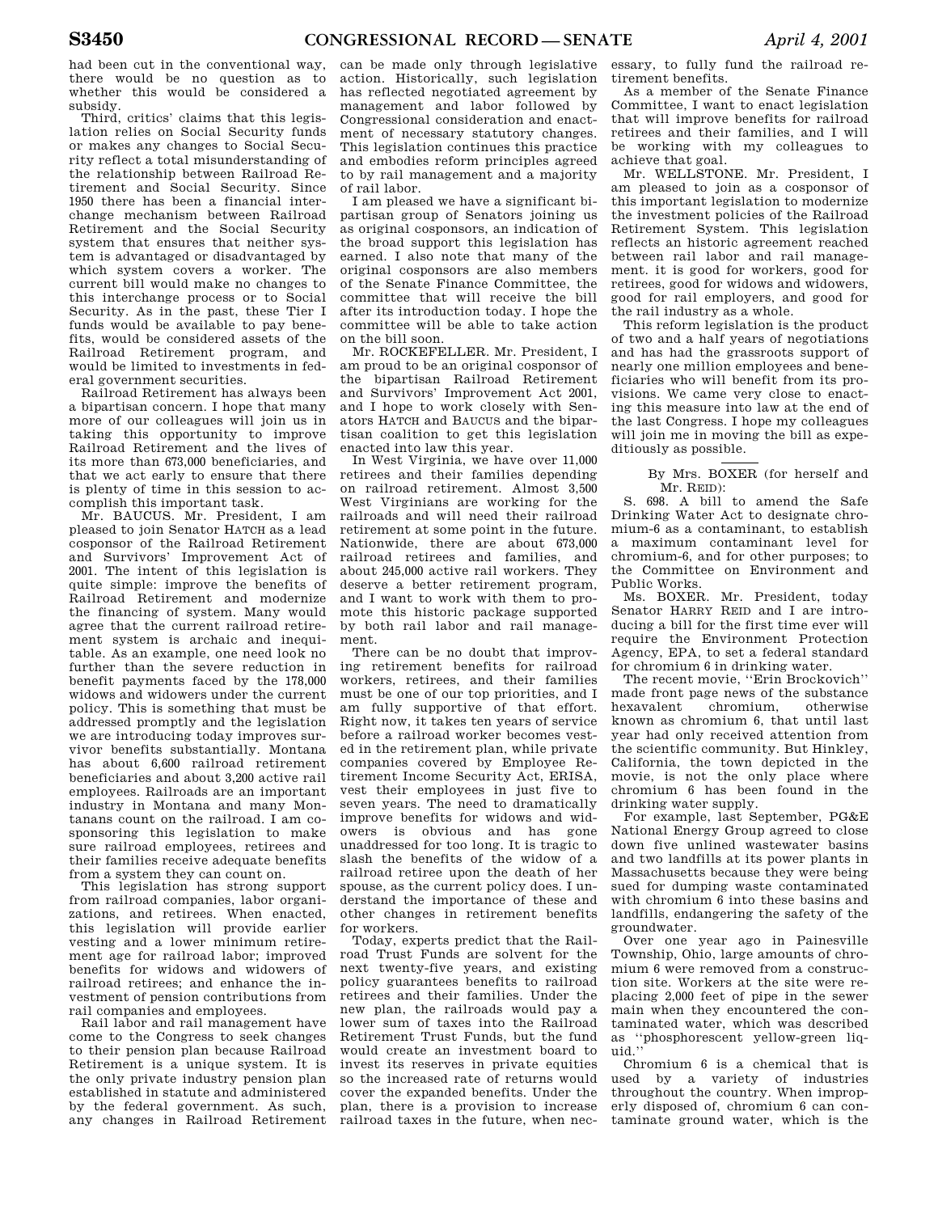had been cut in the conventional way, there would be no question as to whether this would be considered a subsidy.

Third, critics' claims that this legislation relies on Social Security funds or makes any changes to Social Security reflect a total misunderstanding of the relationship between Railroad Retirement and Social Security. Since 1950 there has been a financial interchange mechanism between Railroad Retirement and the Social Security system that ensures that neither system is advantaged or disadvantaged by which system covers a worker. The current bill would make no changes to this interchange process or to Social Security. As in the past, these Tier I funds would be available to pay benefits, would be considered assets of the Railroad Retirement program, and would be limited to investments in federal government securities.

Railroad Retirement has always been a bipartisan concern. I hope that many more of our colleagues will join us in taking this opportunity to improve Railroad Retirement and the lives of its more than 673,000 beneficiaries, and that we act early to ensure that there is plenty of time in this session to accomplish this important task.

Mr. BAUCUS. Mr. President, I am pleased to join Senator HATCH as a lead cosponsor of the Railroad Retirement and Survivors' Improvement Act of 2001. The intent of this legislation is quite simple: improve the benefits of Railroad Retirement and modernize the financing of system. Many would agree that the current railroad retirement system is archaic and inequitable. As an example, one need look no further than the severe reduction in benefit payments faced by the 178,000 widows and widowers under the current policy. This is something that must be addressed promptly and the legislation we are introducing today improves survivor benefits substantially. Montana has about 6,600 railroad retirement beneficiaries and about 3,200 active rail employees. Railroads are an important industry in Montana and many Montanans count on the railroad. I am cosponsoring this legislation to make sure railroad employees, retirees and their families receive adequate benefits from a system they can count on.

This legislation has strong support from railroad companies, labor organizations, and retirees. When enacted, this legislation will provide earlier vesting and a lower minimum retirement age for railroad labor; improved benefits for widows and widowers of railroad retirees; and enhance the investment of pension contributions from rail companies and employees.

Rail labor and rail management have come to the Congress to seek changes to their pension plan because Railroad Retirement is a unique system. It is the only private industry pension plan established in statute and administered by the federal government. As such, any changes in Railroad Retirement can be made only through legislative action. Historically, such legislation has reflected negotiated agreement by management and labor followed by Congressional consideration and enactment of necessary statutory changes. This legislation continues this practice and embodies reform principles agreed to by rail management and a majority of rail labor.

I am pleased we have a significant bipartisan group of Senators joining us as original cosponsors, an indication of the broad support this legislation has earned. I also note that many of the original cosponsors are also members of the Senate Finance Committee, the committee that will receive the bill after its introduction today. I hope the committee will be able to take action on the bill soon.

Mr. ROCKEFELLER. Mr. President, I am proud to be an original cosponsor of the bipartisan Railroad Retirement and Survivors' Improvement Act 2001, and I hope to work closely with Senators HATCH and BAUCUS and the bipartisan coalition to get this legislation enacted into law this year.

In West Virginia, we have over 11,000 retirees and their families depending on railroad retirement. Almost 3,500 West Virginians are working for the railroads and will need their railroad retirement at some point in the future. Nationwide, there are about 673,000 railroad retirees and families, and about 245,000 active rail workers. They deserve a better retirement program, and I want to work with them to promote this historic package supported by both rail labor and rail management.

There can be no doubt that improving retirement benefits for railroad workers, retirees, and their families must be one of our top priorities, and I am fully supportive of that effort. Right now, it takes ten years of service before a railroad worker becomes vested in the retirement plan, while private companies covered by Employee Retirement Income Security Act, ERISA, vest their employees in just five to seven years. The need to dramatically improve benefits for widows and widowers is obvious and has gone unaddressed for too long. It is tragic to slash the benefits of the widow of a railroad retiree upon the death of her spouse, as the current policy does. I understand the importance of these and other changes in retirement benefits for workers.

Today, experts predict that the Railroad Trust Funds are solvent for the next twenty-five years, and existing policy guarantees benefits to railroad retirees and their families. Under the new plan, the railroads would pay a lower sum of taxes into the Railroad Retirement Trust Funds, but the fund would create an investment board to invest its reserves in private equities so the increased rate of returns would cover the expanded benefits. Under the plan, there is a provision to increase railroad taxes in the future, when necessary, to fully fund the railroad retirement benefits.

As a member of the Senate Finance Committee, I want to enact legislation that will improve benefits for railroad retirees and their families, and I will be working with my colleagues to achieve that goal.

Mr. WELLSTONE. Mr. President, I am pleased to join as a cosponsor of this important legislation to modernize the investment policies of the Railroad Retirement System. This legislation reflects an historic agreement reached between rail labor and rail management. it is good for workers, good for retirees, good for widows and widowers, good for rail employers, and good for the rail industry as a whole.

This reform legislation is the product of two and a half years of negotiations and has had the grassroots support of nearly one million employees and beneficiaries who will benefit from its provisions. We came very close to enacting this measure into law at the end of the last Congress. I hope my colleagues will join me in moving the bill as expeditiously as possible.

---

By Mrs. BOXER (for herself and Mr. REID):

S. 698. A bill to amend the Safe Drinking Water Act to designate chromium-6 as a contaminant, to establish a maximum contaminant level for chromium-6, and for other purposes; to the Committee on Environment and Public Works.

Ms. BOXER. Mr. President, today Senator HARRY REID and I are introducing a bill for the first time ever will require the Environment Protection Agency, EPA, to set a federal standard for chromium 6 in drinking water.

The recent movie, ''Erin Brockovich'' made front page news of the substance hexavalent chromium, otherwise known as chromium 6, that until last year had only received attention from the scientific community. But Hinkley, California, the town depicted in the movie, is not the only place where chromium 6 has been found in the drinking water supply.

For example, last September, PG&E National Energy Group agreed to close down five unlined wastewater basins and two landfills at its power plants in Massachusetts because they were being sued for dumping waste contaminated with chromium 6 into these basins and landfills, endangering the safety of the groundwater.

Over one year ago in Painesville Township, Ohio, large amounts of chromium 6 were removed from a construction site. Workers at the site were replacing 2,000 feet of pipe in the sewer main when they encountered the contaminated water, which was described as ''phosphorescent yellow-green liquid.''

Chromium 6 is a chemical that is used by a variety of industries throughout the country. When improperly disposed of, chromium 6 can contaminate ground water, which is the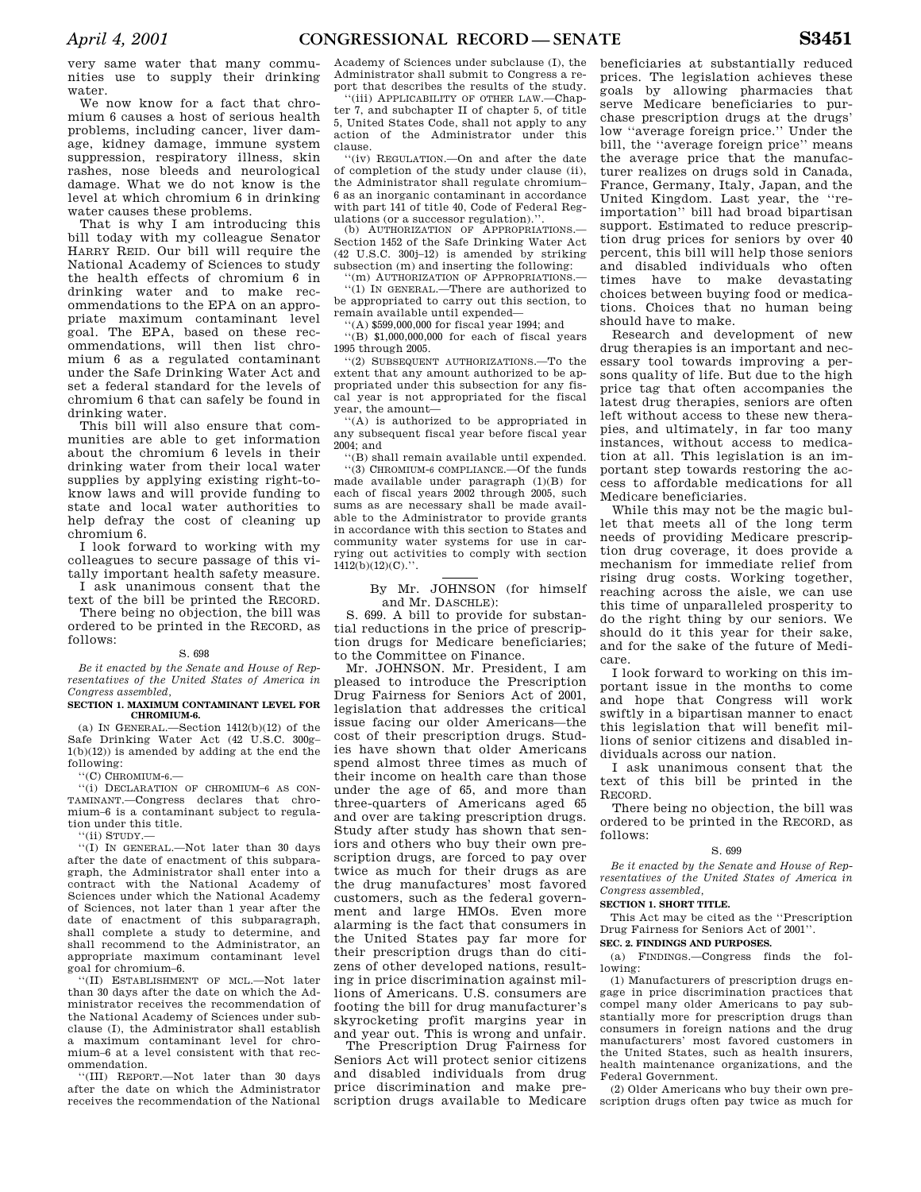very same water that many communities use to supply their drinking water.

We now know for a fact that chromium 6 causes a host of serious health problems, including cancer, liver damage, kidney damage, immune system suppression, respiratory illness, skin rashes, nose bleeds and neurological damage. What we do not know is the level at which chromium 6 in drinking water causes these problems.

That is why I am introducing this bill today with my colleague Senator HARRY REID. Our bill will require the National Academy of Sciences to study the health effects of chromium 6 in drinking water and to make recommendations to the EPA on an appropriate maximum contaminant level goal. The EPA, based on these recommendations, will then list chromium 6 as a regulated contaminant under the Safe Drinking Water Act and set a federal standard for the levels of chromium 6 that can safely be found in drinking water.

This bill will also ensure that communities are able to get information about the chromium 6 levels in their drinking water from their local water supplies by applying existing right-to-know laws and will provide funding to state and local water authorities to help defray the cost of cleaning up chromium 6.

I look forward to working with my colleagues to secure passage of this vitally important health safety measure.

I ask unanimous consent that the text of the bill be printed the RECORD.

There being no objection, the bill was ordered to be printed in the RECORD, as follows:

S. 698

*Be it enacted by the Senate and House of Representatives of the United States of America in Congress assembled,*

**SECTION 1. MAXIMUM CONTAMINANT LEVEL FOR CHROMIUM-6.**

(a) IN GENERAL.—Section 1412(b)(12) of the Safe Drinking Water Act (42 U.S.C. 300g–1(b)(12)) is amended by adding at the end the following:

''(C) CHROMIUM-6.—

''(i) DECLARATION OF CHROMIUM–6 AS CONTAMINANT.—Congress declares that chromium–6 is a contaminant subject to regulation under this title.

''(ii) STUDY.—

''(I) IN GENERAL.—Not later than 30 days after the date of enactment of this subparagraph, the Administrator shall enter into a contract with the National Academy of Sciences under which the National Academy of Sciences, not later than 1 year after the date of enactment of this subparagraph, shall complete a study to determine, and shall recommend to the Administrator, an appropriate maximum contaminant level goal for chromium–6.

''(II) ESTABLISHMENT OF MCL.—Not later than 30 days after the date on which the Administrator receives the recommendation of the National Academy of Sciences under subclause (I), the Administrator shall establish a maximum contaminant level for chromium–6 at a level consistent with that recommendation.

''(III) REPORT.—Not later than 30 days after the date on which the Administrator receives the recommendation of the National Academy of Sciences under subclause (I), the Administrator shall submit to Congress a report that describes the results of the study.

''(iii) APPLICABILITY OF OTHER LAW.—Chapter 7, and subchapter II of chapter 5, of title 5, United States Code, shall not apply to any action of the Administrator under this clause.

''(iv) REGULATION.—On and after the date of completion of the study under clause (ii), the Administrator shall regulate chromium–6 as an inorganic contaminant in accordance with part 141 of title 40, Code of Federal Regulations (or a successor regulation).''.

(b) AUTHORIZATION OF APPROPRIATIONS.—Section 1452 of the Safe Drinking Water Act (42 U.S.C. 300j–12) is amended by striking subsection (m) and inserting the following:

''(m) AUTHORIZATION OF APPROPRIATIONS.—

''(1) IN GENERAL.—There are authorized to be appropriated to carry out this section, to remain available until expended—

''(A) $599,000,000 for fiscal year 1994; and

''(B) $1,000,000,000 for each of fiscal years 1995 through 2005.

''(2) SUBSEQUENT AUTHORIZATIONS.—To the extent that any amount authorized to be appropriated under this subsection for any fiscal year is not appropriated for the fiscal year, the amount—

''(A) is authorized to be appropriated in any subsequent fiscal year before fiscal year 2004; and

''(B) shall remain available until expended.

''(3) CHROMIUM-6 COMPLIANCE.—Of the funds made available under paragraph (1)(B) for each of fiscal years 2002 through 2005, such sums as are necessary shall be made available to the Administrator to provide grants in accordance with this section to States and community water systems for use in carrying out activities to comply with section 1412(b)(12)(C).''.

---

By Mr. JOHNSON (for himself and Mr. DASCHLE):

S. 699. A bill to provide for substantial reductions in the price of prescription drugs for Medicare beneficiaries; to the Committee on Finance.

Mr. JOHNSON. Mr. President, I am pleased to introduce the Prescription Drug Fairness for Seniors Act of 2001, legislation that addresses the critical issue facing our older Americans—the cost of their prescription drugs. Studies have shown that older Americans spend almost three times as much of their income on health care than those under the age of 65, and more than three-quarters of Americans aged 65 and over are taking prescription drugs. Study after study has shown that seniors and others who buy their own prescription drugs, are forced to pay over twice as much for their drugs as are the drug manufactures' most favored customers, such as the federal government and large HMOs. Even more alarming is the fact that consumers in the United States pay far more for their prescription drugs than do citizens of other developed nations, resulting in price discrimination against millions of Americans. U.S. consumers are footing the bill for drug manufacturer's skyrocketing profit margins year in and year out. This is wrong and unfair.

The Prescription Drug Fairness for Seniors Act will protect senior citizens and disabled individuals from drug price discrimination and make prescription drugs available to Medicare beneficiaries at substantially reduced prices. The legislation achieves these goals by allowing pharmacies that serve Medicare beneficiaries to purchase prescription drugs at the drugs' low ''average foreign price.'' Under the bill, the ''average foreign price'' means the average price that the manufacturer realizes on drugs sold in Canada, France, Germany, Italy, Japan, and the United Kingdom. Last year, the ''reimportation'' bill had broad bipartisan support. Estimated to reduce prescription drug prices for seniors by over 40 percent, this bill will help those seniors and disabled individuals who often times have to make devastating choices between buying food or medications. Choices that no human being should have to make.

Research and development of new drug therapies is an important and necessary tool towards improving a persons quality of life. But due to the high price tag that often accompanies the latest drug therapies, seniors are often left without access to these new therapies, and ultimately, in far too many instances, without access to medication at all. This legislation is an important step towards restoring the access to affordable medications for all Medicare beneficiaries.

While this may not be the magic bullet that meets all of the long term needs of providing Medicare prescription drug coverage, it does provide a mechanism for immediate relief from rising drug costs. Working together, reaching across the aisle, we can use this time of unparalleled prosperity to do the right thing by our seniors. We should do it this year for their sake, and for the sake of the future of Medicare.

I look forward to working on this important issue in the months to come and hope that Congress will work swiftly in a bipartisan manner to enact this legislation that will benefit millions of senior citizens and disabled individuals across our nation.

I ask unanimous consent that the text of this bill be printed in the RECORD.

There being no objection, the bill was ordered to be printed in the RECORD, as follows:

S. 699

*Be it enacted by the Senate and House of Representatives of the United States of America in Congress assembled,*

**SECTION 1. SHORT TITLE.**

This Act may be cited as the ''Prescription Drug Fairness for Seniors Act of 2001''.

**SEC. 2. FINDINGS AND PURPOSES.**

(a) FINDINGS.—Congress finds the following:

(1) Manufacturers of prescription drugs engage in price discrimination practices that compel many older Americans to pay substantially more for prescription drugs than consumers in foreign nations and the drug manufacturers' most favored customers in the United States, such as health insurers, health maintenance organizations, and the Federal Government.

(2) Older Americans who buy their own prescription drugs often pay twice as much for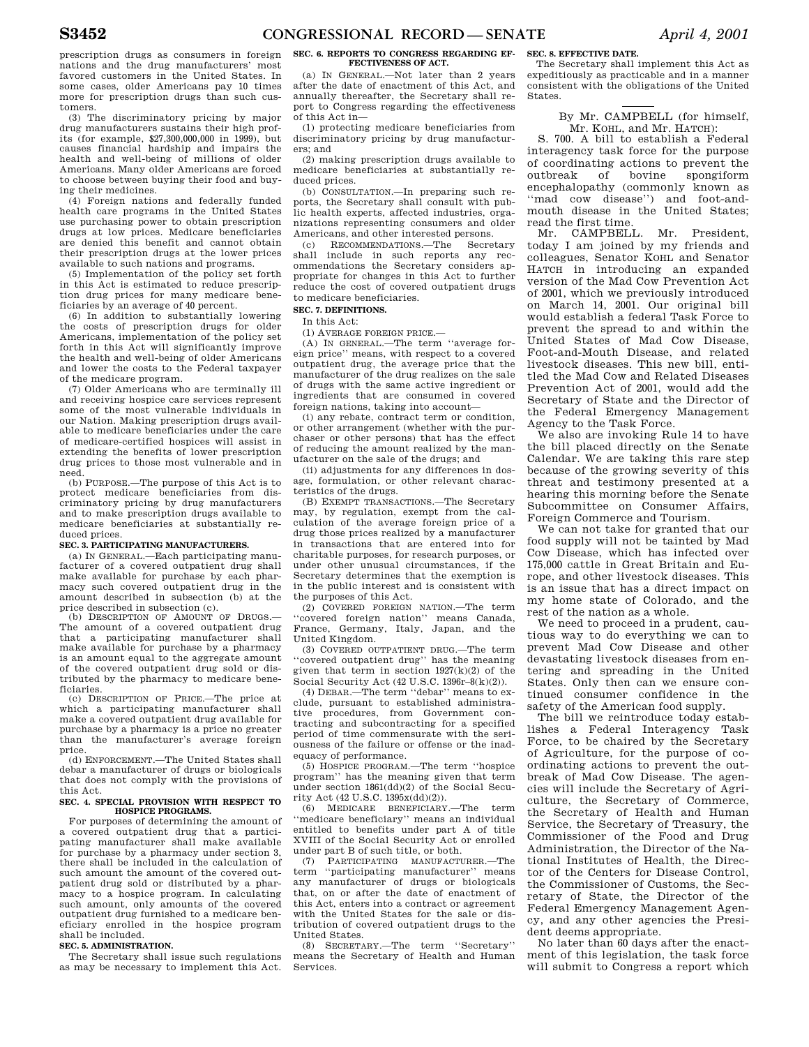prescription drugs as consumers in foreign nations and the drug manufacturers' most favored customers in the United States. In some cases, older Americans pay 10 times more for prescription drugs than such customers.

(3) The discriminatory pricing by major drug manufacturers sustains their high profits (for example, $27,300,000,000 in 1999), but causes financial hardship and impairs the health and well-being of millions of older Americans. Many older Americans are forced to choose between buying their food and buying their medicines.

(4) Foreign nations and federally funded health care programs in the United States use purchasing power to obtain prescription drugs at low prices. Medicare beneficiaries are denied this benefit and cannot obtain their prescription drugs at the lower prices available to such nations and programs.

(5) Implementation of the policy set forth in this Act is estimated to reduce prescription drug prices for many medicare beneficiaries by an average of 40 percent.

(6) In addition to substantially lowering the costs of prescription drugs for older Americans, implementation of the policy set forth in this Act will significantly improve the health and well-being of older Americans and lower the costs to the Federal taxpayer of the medicare program.

(7) Older Americans who are terminally ill and receiving hospice care services represent some of the most vulnerable individuals in our Nation. Making prescription drugs available to medicare beneficiaries under the care of medicare-certified hospices will assist in extending the benefits of lower prescription drug prices to those most vulnerable and in need.

(b) PURPOSE.—The purpose of this Act is to protect medicare beneficiaries from discriminatory pricing by drug manufacturers and to make prescription drugs available to medicare beneficiaries at substantially reduced prices.

**SEC. 3. PARTICIPATING MANUFACTURERS.**

(a) IN GENERAL.—Each participating manufacturer of a covered outpatient drug shall make available for purchase by each pharmacy such covered outpatient drug in the amount described in subsection (b) at the price described in subsection (c).

(b) DESCRIPTION OF AMOUNT OF DRUGS.—The amount of a covered outpatient drug that a participating manufacturer shall make available for purchase by a pharmacy is an amount equal to the aggregate amount of the covered outpatient drug sold or distributed by the pharmacy to medicare beneficiaries.

(c) DESCRIPTION OF PRICE.—The price at which a participating manufacturer shall make a covered outpatient drug available for purchase by a pharmacy is a price no greater than the manufacturer's average foreign price.

(d) ENFORCEMENT.—The United States shall debar a manufacturer of drugs or biologicals that does not comply with the provisions of this Act.

**SEC. 4. SPECIAL PROVISION WITH RESPECT TO HOSPICE PROGRAMS.**

For purposes of determining the amount of a covered outpatient drug that a participating manufacturer shall make available for purchase by a pharmacy under section 3, there shall be included in the calculation of such amount the amount of the covered outpatient drug sold or distributed by a pharmacy to a hospice program. In calculating such amount, only amounts of the covered outpatient drug furnished to a medicare beneficiary enrolled in the hospice program shall be included.

**SEC. 5. ADMINISTRATION.**

The Secretary shall issue such regulations as may be necessary to implement this Act.

**SEC. 6. REPORTS TO CONGRESS REGARDING EFFECTIVENESS OF ACT.**

(a) IN GENERAL.—Not later than 2 years after the date of enactment of this Act, and annually thereafter, the Secretary shall report to Congress regarding the effectiveness of this Act in—

(1) protecting medicare beneficiaries from discriminatory pricing by drug manufacturers; and

(2) making prescription drugs available to medicare beneficiaries at substantially reduced prices.

(b) CONSULTATION.—In preparing such reports, the Secretary shall consult with public health experts, affected industries, organizations representing consumers and older Americans, and other interested persons.

(c) RECOMMENDATIONS.—The Secretary shall include in such reports any recommendations the Secretary considers appropriate for changes in this Act to further reduce the cost of covered outpatient drugs to medicare beneficiaries.

**SEC. 7. DEFINITIONS.**

In this Act:

(1) AVERAGE FOREIGN PRICE.—

(A) IN GENERAL.—The term ''average foreign price'' means, with respect to a covered outpatient drug, the average price that the manufacturer of the drug realizes on the sale of drugs with the same active ingredient or ingredients that are consumed in covered foreign nations, taking into account—

(i) any rebate, contract term or condition, or other arrangement (whether with the purchaser or other persons) that has the effect of reducing the amount realized by the manufacturer on the sale of the drugs; and

(ii) adjustments for any differences in dosage, formulation, or other relevant characteristics of the drugs.

(B) EXEMPT TRANSACTIONS.—The Secretary may, by regulation, exempt from the calculation of the average foreign price of a drug those prices realized by a manufacturer in transactions that are entered into for charitable purposes, for research purposes, or under other unusual circumstances, if the Secretary determines that the exemption is in the public interest and is consistent with the purposes of this Act.

(2) COVERED FOREIGN NATION.—The term ''covered foreign nation'' means Canada, France, Germany, Italy, Japan, and the United Kingdom.

(3) COVERED OUTPATIENT DRUG.—The term ''covered outpatient drug'' has the meaning given that term in section 1927(k)(2) of the Social Security Act (42 U.S.C. 1396r–8(k)(2)).

(4) DEBAR.—The term ''debar'' means to exclude, pursuant to established administrative procedures, from Government contracting and subcontracting for a specified period of time commensurate with the seriousness of the failure or offense or the inadequacy of performance.

(5) HOSPICE PROGRAM.—The term ''hospice program'' has the meaning given that term under section 1861(dd)(2) of the Social Security Act (42 U.S.C. 1395x(dd)(2)).

(6) MEDICARE BENEFICIARY.—The term ''medicare beneficiary'' means an individual entitled to benefits under part A of title XVIII of the Social Security Act or enrolled under part B of such title, or both.

(7) PARTICIPATING MANUFACTURER.—The term ''participating manufacturer'' means any manufacturer of drugs or biologicals that, on or after the date of enactment of this Act, enters into a contract or agreement with the United States for the sale or distribution of covered outpatient drugs to the United States.

(8) SECRETARY.—The term ''Secretary'' means the Secretary of Health and Human Services.

**SEC. 8. EFFECTIVE DATE.**

The Secretary shall implement this Act as expeditiously as practicable and in a manner consistent with the obligations of the United States.

---

By Mr. CAMPBELL (for himself, Mr. KOHL, and Mr. HATCH):

S. 700. A bill to establish a Federal interagency task force for the purpose of coordinating actions to prevent the outbreak of bovine spongiform encephalopathy (commonly known as ''mad cow disease'') and foot-and-mouth disease in the United States; read the first time.

Mr. CAMPBELL. Mr. President, today I am joined by my friends and colleagues, Senator KOHL and Senator HATCH in introducing an expanded version of the Mad Cow Prevention Act of 2001, which we previously introduced on March 14, 2001. Our original bill would establish a federal Task Force to prevent the spread to and within the United States of Mad Cow Disease, Foot-and-Mouth Disease, and related livestock diseases. This new bill, entitled the Mad Cow and Related Diseases Prevention Act of 2001, would add the Secretary of State and the Director of the Federal Emergency Management Agency to the Task Force.

We also are invoking Rule 14 to have the bill placed directly on the Senate Calendar. We are taking this rare step because of the growing severity of this threat and testimony presented at a hearing this morning before the Senate Subcommittee on Consumer Affairs, Foreign Commerce and Tourism.

We can not take for granted that our food supply will not be tainted by Mad Cow Disease, which has infected over 175,000 cattle in Great Britain and Europe, and other livestock diseases. This is an issue that has a direct impact on my home state of Colorado, and the rest of the nation as a whole.

We need to proceed in a prudent, cautious way to do everything we can to prevent Mad Cow Disease and other devastating livestock diseases from entering and spreading in the United States. Only then can we ensure continued consumer confidence in the safety of the American food supply.

The bill we reintroduce today establishes a Federal Interagency Task Force, to be chaired by the Secretary of Agriculture, for the purpose of coordinating actions to prevent the outbreak of Mad Cow Disease. The agencies will include the Secretary of Agriculture, the Secretary of Commerce, the Secretary of Health and Human Service, the Secretary of Treasury, the Commissioner of the Food and Drug Administration, the Director of the National Institutes of Health, the Director of the Centers for Disease Control, the Commissioner of Customs, the Secretary of State, the Director of the Federal Emergency Management Agency, and any other agencies the President deems appropriate.

No later than 60 days after the enactment of this legislation, the task force will submit to Congress a report which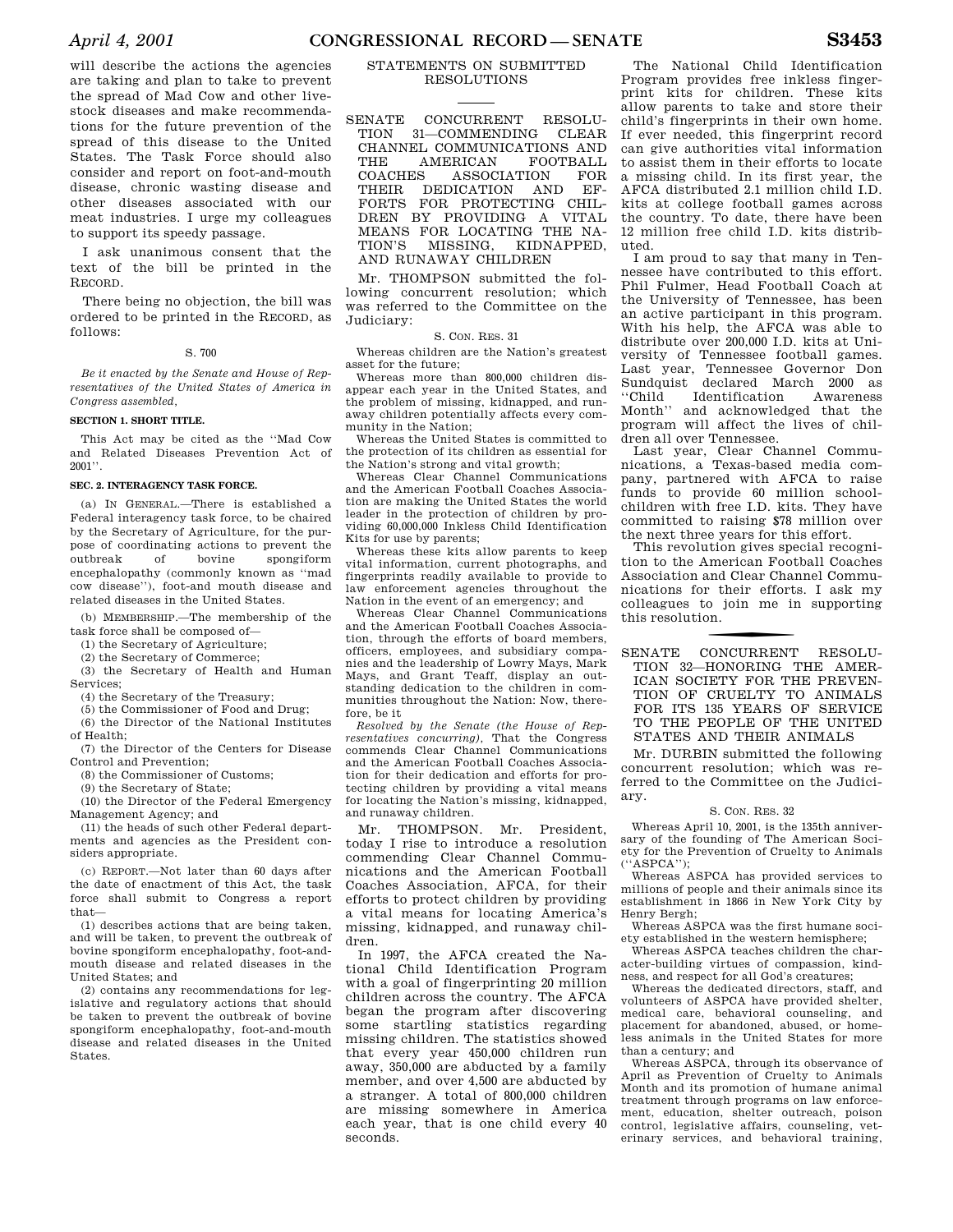will describe the actions the agencies are taking and plan to take to prevent the spread of Mad Cow and other livestock diseases and make recommendations for the future prevention of the spread of this disease to the United States. The Task Force should also consider and report on foot-and-mouth disease, chronic wasting disease and other diseases associated with our meat industries. I urge my colleagues to support its speedy passage.

I ask unanimous consent that the text of the bill be printed in the RECORD.

There being no objection, the bill was ordered to be printed in the RECORD, as follows:

S. 700

*Be it enacted by the Senate and House of Representatives of the United States of America in Congress assembled,*

**SECTION 1. SHORT TITLE.**

This Act may be cited as the ''Mad Cow and Related Diseases Prevention Act of 2001''.

**SEC. 2. INTERAGENCY TASK FORCE.**

(a) IN GENERAL.—There is established a Federal interagency task force, to be chaired by the Secretary of Agriculture, for the purpose of coordinating actions to prevent the outbreak of bovine spongiform encephalopathy (commonly known as ''mad cow disease''), foot-and mouth disease and related diseases in the United States.

(b) MEMBERSHIP.—The membership of the task force shall be composed of—

(1) the Secretary of Agriculture;

(2) the Secretary of Commerce;

(3) the Secretary of Health and Human Services;

(4) the Secretary of the Treasury;

(5) the Commissioner of Food and Drug;

(6) the Director of the National Institutes of Health;

(7) the Director of the Centers for Disease Control and Prevention;

(8) the Commissioner of Customs;

(9) the Secretary of State;

(10) the Director of the Federal Emergency Management Agency; and

(11) the heads of such other Federal departments and agencies as the President considers appropriate.

(c) REPORT.—Not later than 60 days after the date of enactment of this Act, the task force shall submit to Congress a report that—

(1) describes actions that are being taken, and will be taken, to prevent the outbreak of bovine spongiform encephalopathy, foot-and-mouth disease and related diseases in the United States; and

(2) contains any recommendations for legislative and regulatory actions that should be taken to prevent the outbreak of bovine spongiform encephalopathy, foot-and-mouth disease and related diseases in the United States.

## STATEMENTS ON SUBMITTED RESOLUTIONS

### SENATE CONCURRENT RESOLUTION 31—COMMENDING CLEAR CHANNEL COMMUNICATIONS AND THE AMERICAN FOOTBALL COACHES ASSOCIATION FOR THEIR DEDICATION AND EFFORTS FOR PROTECTING CHILDREN BY PROVIDING A VITAL MEANS FOR LOCATING THE NATION'S MISSING, KIDNAPPED, AND RUNAWAY CHILDREN

Mr. THOMPSON submitted the following concurrent resolution; which was referred to the Committee on the Judiciary:

S. CON. RES. 31

Whereas children are the Nation's greatest asset for the future;

Whereas more than 800,000 children disappear each year in the United States, and the problem of missing, kidnapped, and runaway children potentially affects every community in the Nation;

Whereas the United States is committed to the protection of its children as essential for the Nation's strong and vital growth;

Whereas Clear Channel Communications and the American Football Coaches Association are making the United States the world leader in the protection of children by providing 60,000,000 Inkless Child Identification Kits for use by parents;

Whereas these kits allow parents to keep vital information, current photographs, and fingerprints readily available to provide to law enforcement agencies throughout the Nation in the event of an emergency; and

Whereas Clear Channel Communications and the American Football Coaches Association, through the efforts of board members, officers, employees, and subsidiary companies and the leadership of Lowry Mays, Mark Mays, and Grant Teaff, display an outstanding dedication to the children in communities throughout the Nation: Now, therefore, be it

*Resolved by the Senate (the House of Representatives concurring),* That the Congress commends Clear Channel Communications and the American Football Coaches Association for their dedication and efforts for protecting children by providing a vital means for locating the Nation's missing, kidnapped, and runaway children.

Mr. THOMPSON. Mr. President, today I rise to introduce a resolution commending Clear Channel Communications and the American Football Coaches Association, AFCA, for their efforts to protect children by providing a vital means for locating America's missing, kidnapped, and runaway children.

In 1997, the AFCA created the National Child Identification Program with a goal of fingerprinting 20 million children across the country. The AFCA began the program after discovering some startling statistics regarding missing children. The statistics showed that every year 450,000 children run away, 350,000 are abducted by a family member, and over 4,500 are abducted by a stranger. A total of 800,000 children are missing somewhere in America each year, that is one child every 40 seconds.

The National Child Identification Program provides free inkless fingerprint kits for children. These kits allow parents to take and store their child's fingerprints in their own home. If ever needed, this fingerprint record can give authorities vital information to assist them in their efforts to locate a missing child. In its first year, the AFCA distributed 2.1 million child I.D. kits at college football games across the country. To date, there have been 12 million free child I.D. kits distributed.

I am proud to say that many in Tennessee have contributed to this effort. Phil Fulmer, Head Football Coach at the University of Tennessee, has been an active participant in this program. With his help, the AFCA was able to distribute over 200,000 I.D. kits at University of Tennessee football games. Last year, Tennessee Governor Don Sundquist declared March 2000 as ''Child Identification Awareness Month'' and acknowledged that the program will affect the lives of children all over Tennessee.

Last year, Clear Channel Communications, a Texas-based media company, partnered with AFCA to raise funds to provide 60 million schoolchildren with free I.D. kits. They have committed to raising $78 million over the next three years for this effort.

This revolution gives special recognition to the American Football Coaches Association and Clear Channel Communications for their efforts. I ask my colleagues to join me in supporting this resolution.

### SENATE CONCURRENT RESOLUTION 32—HONORING THE AMERICAN SOCIETY FOR THE PREVENTION OF CRUELTY TO ANIMALS FOR ITS 135 YEARS OF SERVICE TO THE PEOPLE OF THE UNITED STATES AND THEIR ANIMALS

Mr. DURBIN submitted the following concurrent resolution; which was referred to the Committee on the Judiciary.

S. CON. RES. 32

Whereas April 10, 2001, is the 135th anniversary of the founding of The American Society for the Prevention of Cruelty to Animals (''ASPCA'');

Whereas ASPCA has provided services to millions of people and their animals since its establishment in 1866 in New York City by Henry Bergh;

Whereas ASPCA was the first humane society established in the western hemisphere;

Whereas ASPCA teaches children the character-building virtues of compassion, kindness, and respect for all God's creatures;

Whereas the dedicated directors, staff, and volunteers of ASPCA have provided shelter, medical care, behavioral counseling, and placement for abandoned, abused, or homeless animals in the United States for more than a century; and

Whereas ASPCA, through its observance of April as Prevention of Cruelty to Animals Month and its promotion of humane animal treatment through programs on law enforcement, education, shelter outreach, poison control, legislative affairs, counseling, veterinary services, and behavioral training,